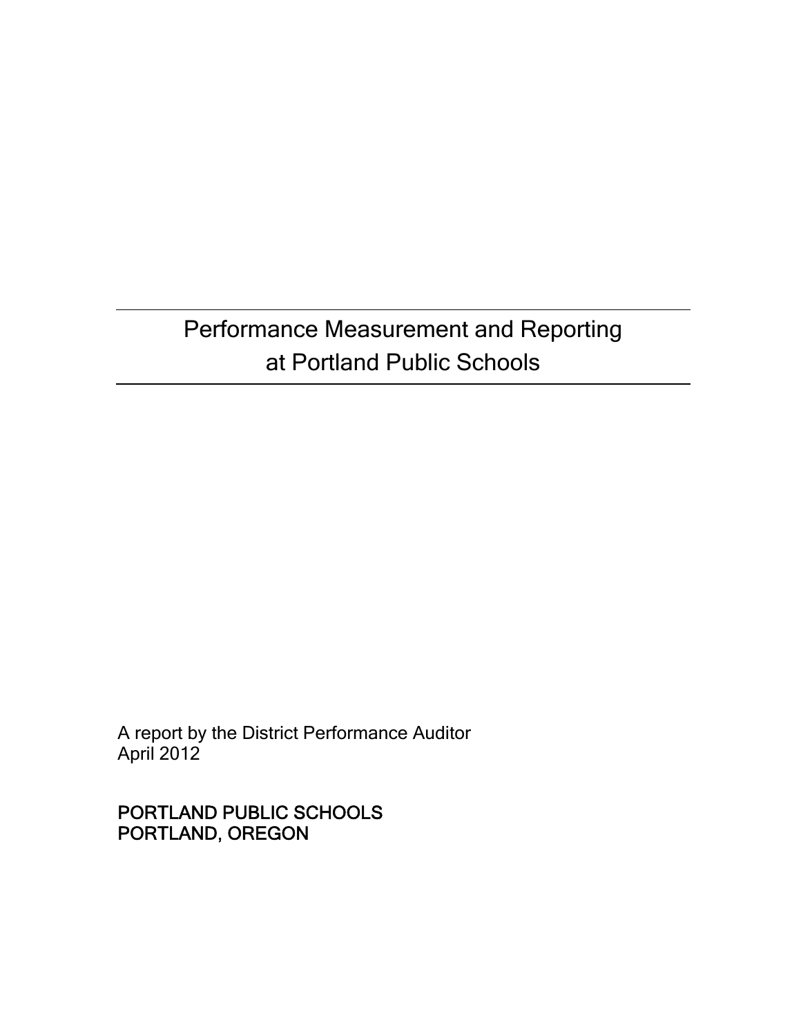# Performance Measurement and Reporting at Portland Public Schools

A report by the District Performance Auditor
April 2012

PORTLAND PUBLIC SCHOOLS
PORTLAND, OREGON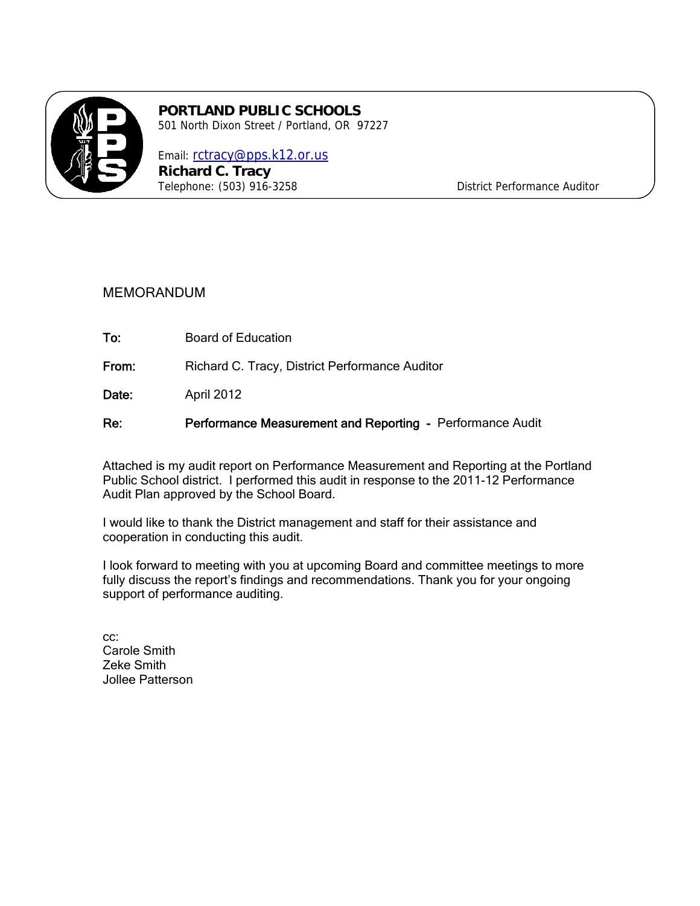**PORTLAND PUBLIC SCHOOLS**
501 North Dixon Street / Portland, OR 97227

Email: rctracy@pps.k12.or.us
**Richard C. Tracy**
Telephone: (503) 916-3258 District Performance Auditor

MEMORANDUM

**To:** Board of Education

**From:** Richard C. Tracy, District Performance Auditor

**Date:** April 2012

**Re:** **Performance Measurement and Reporting -** Performance Audit

Attached is my audit report on Performance Measurement and Reporting at the Portland Public School district. I performed this audit in response to the 2011-12 Performance Audit Plan approved by the School Board.

I would like to thank the District management and staff for their assistance and cooperation in conducting this audit.

I look forward to meeting with you at upcoming Board and committee meetings to more fully discuss the report's findings and recommendations. Thank you for your ongoing support of performance auditing.

cc:
Carole Smith
Zeke Smith
Jollee Patterson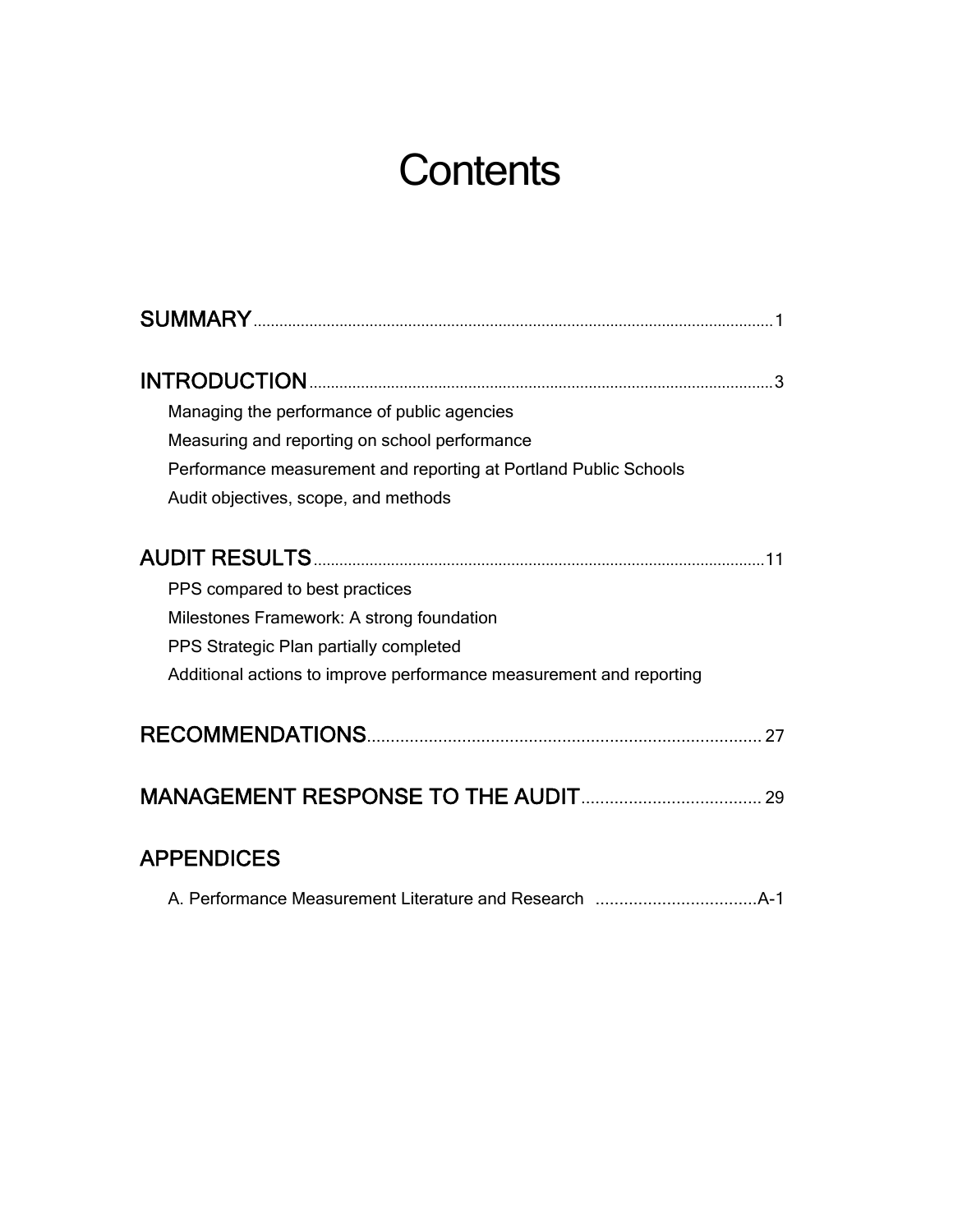# Contents

**SUMMARY** .......................................................................................................................1

**INTRODUCTION** ..........................................................................................................3

- Managing the performance of public agencies
- Measuring and reporting on school performance
- Performance measurement and reporting at Portland Public Schools
- Audit objectives, scope, and methods

**AUDIT RESULTS** ........................................................................................................11

- PPS compared to best practices
- Milestones Framework: A strong foundation
- PPS Strategic Plan partially completed
- Additional actions to improve performance measurement and reporting

**RECOMMENDATIONS** ................................................................................. 27

**MANAGEMENT RESPONSE TO THE AUDIT** ..................................... 29

**APPENDICES**

- A. Performance Measurement Literature and Research ..................................A-1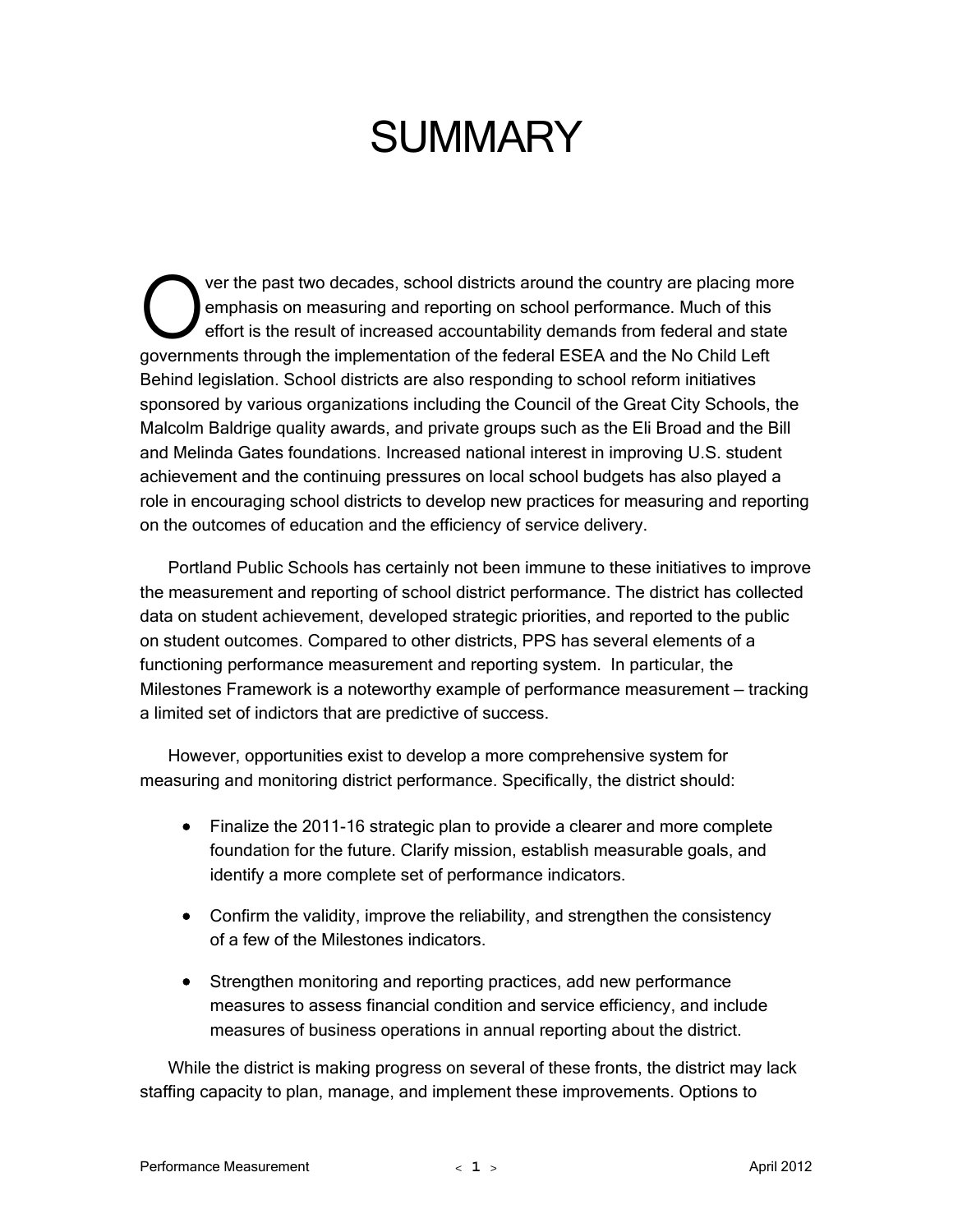# SUMMARY

Over the past two decades, school districts around the country are placing more emphasis on measuring and reporting on school performance. Much of this effort is the result of increased accountability demands from federal and state governments through the implementation of the federal ESEA and the No Child Left Behind legislation. School districts are also responding to school reform initiatives sponsored by various organizations including the Council of the Great City Schools, the Malcolm Baldrige quality awards, and private groups such as the Eli Broad and the Bill and Melinda Gates foundations. Increased national interest in improving U.S. student achievement and the continuing pressures on local school budgets has also played a role in encouraging school districts to develop new practices for measuring and reporting on the outcomes of education and the efficiency of service delivery.

Portland Public Schools has certainly not been immune to these initiatives to improve the measurement and reporting of school district performance. The district has collected data on student achievement, developed strategic priorities, and reported to the public on student outcomes. Compared to other districts, PPS has several elements of a functioning performance measurement and reporting system. In particular, the Milestones Framework is a noteworthy example of performance measurement – tracking a limited set of indictors that are predictive of success.

However, opportunities exist to develop a more comprehensive system for measuring and monitoring district performance. Specifically, the district should:

- Finalize the 2011-16 strategic plan to provide a clearer and more complete foundation for the future. Clarify mission, establish measurable goals, and identify a more complete set of performance indicators.
- Confirm the validity, improve the reliability, and strengthen the consistency of a few of the Milestones indicators.
- Strengthen monitoring and reporting practices, add new performance measures to assess financial condition and service efficiency, and include measures of business operations in annual reporting about the district.

While the district is making progress on several of these fronts, the district may lack staffing capacity to plan, manage, and implement these improvements. Options to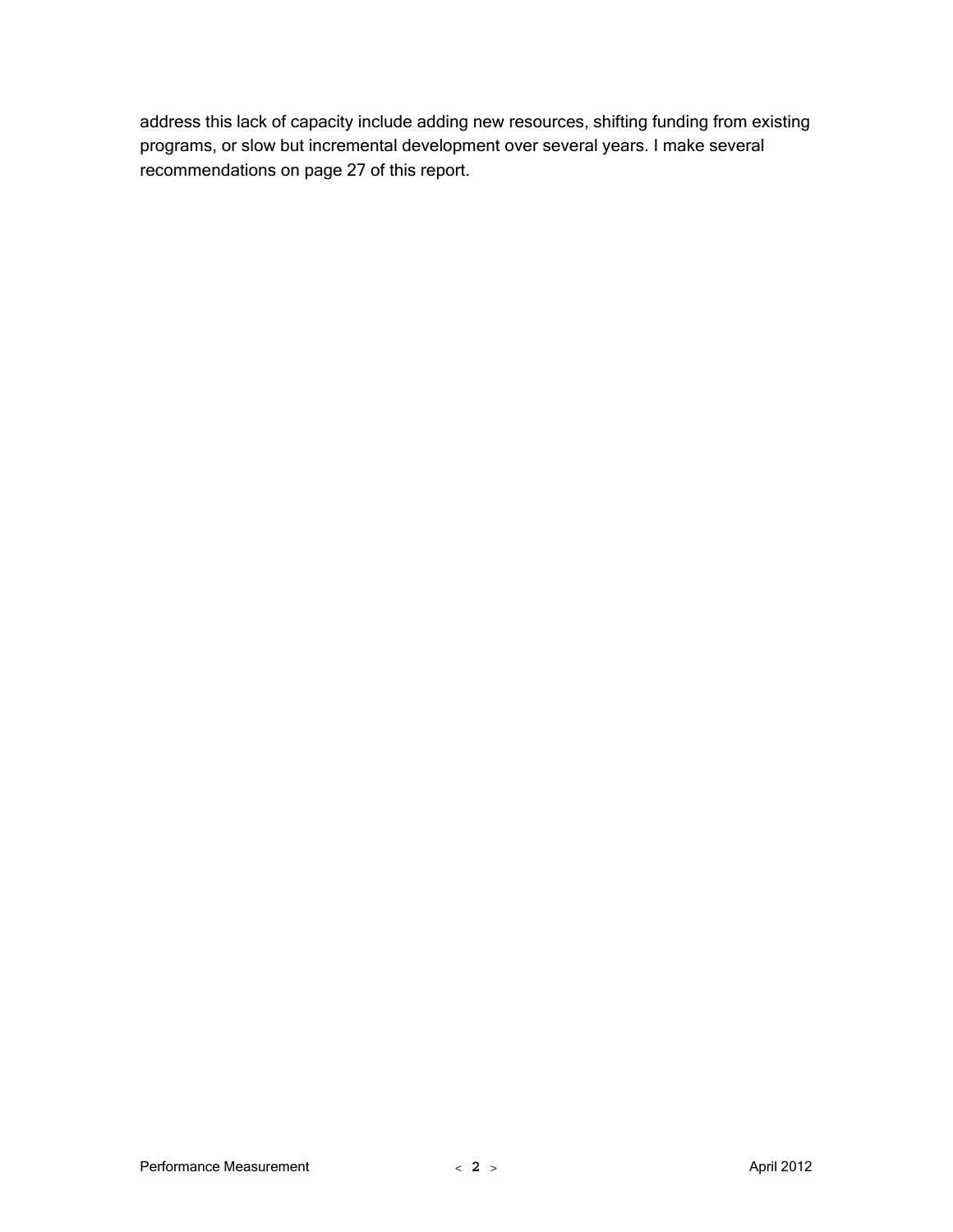address this lack of capacity include adding new resources, shifting funding from existing programs, or slow but incremental development over several years. I make several recommendations on page 27 of this report.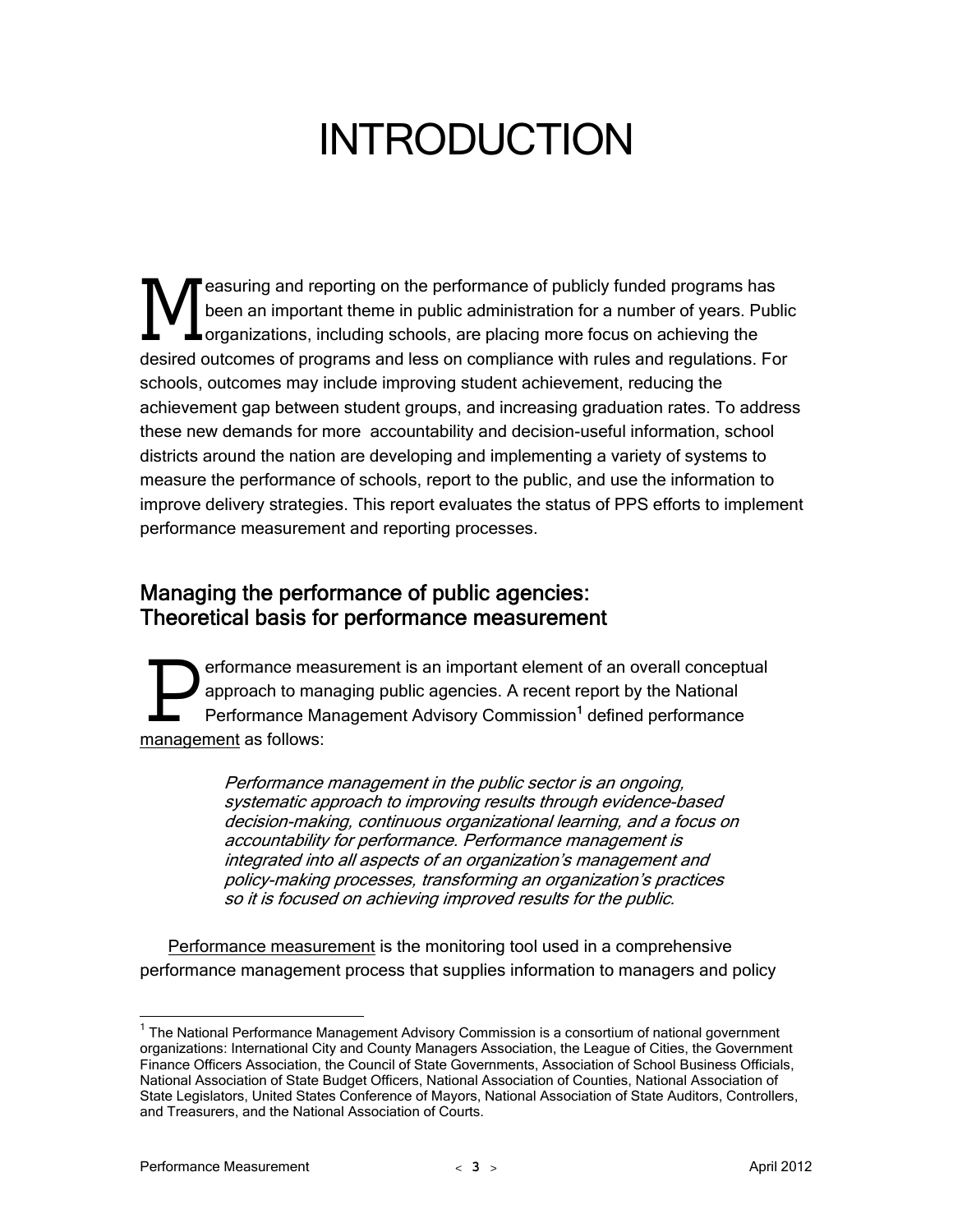# INTRODUCTION

Measuring and reporting on the performance of publicly funded programs has been an important theme in public administration for a number of years. Public organizations, including schools, are placing more focus on achieving the desired outcomes of programs and less on compliance with rules and regulations. For schools, outcomes may include improving student achievement, reducing the achievement gap between student groups, and increasing graduation rates. To address these new demands for more accountability and decision-useful information, school districts around the nation are developing and implementing a variety of systems to measure the performance of schools, report to the public, and use the information to improve delivery strategies. This report evaluates the status of PPS efforts to implement performance measurement and reporting processes.

## Managing the performance of public agencies: Theoretical basis for performance measurement

Performance measurement is an important element of an overall conceptual approach to managing public agencies. A recent report by the National Performance Management Advisory Commission[1] defined performance management as follows:

> *Performance management in the public sector is an ongoing, systematic approach to improving results through evidence-based decision-making, continuous organizational learning, and a focus on accountability for performance. Performance management is integrated into all aspects of an organization's management and policy-making processes, transforming an organization's practices so it is focused on achieving improved results for the public.*

Performance measurement is the monitoring tool used in a comprehensive performance management process that supplies information to managers and policy

[1] The National Performance Management Advisory Commission is a consortium of national government organizations: International City and County Managers Association, the League of Cities, the Government Finance Officers Association, the Council of State Governments, Association of School Business Officials, National Association of State Budget Officers, National Association of Counties, National Association of State Legislators, United States Conference of Mayors, National Association of State Auditors, Controllers, and Treasurers, and the National Association of Courts.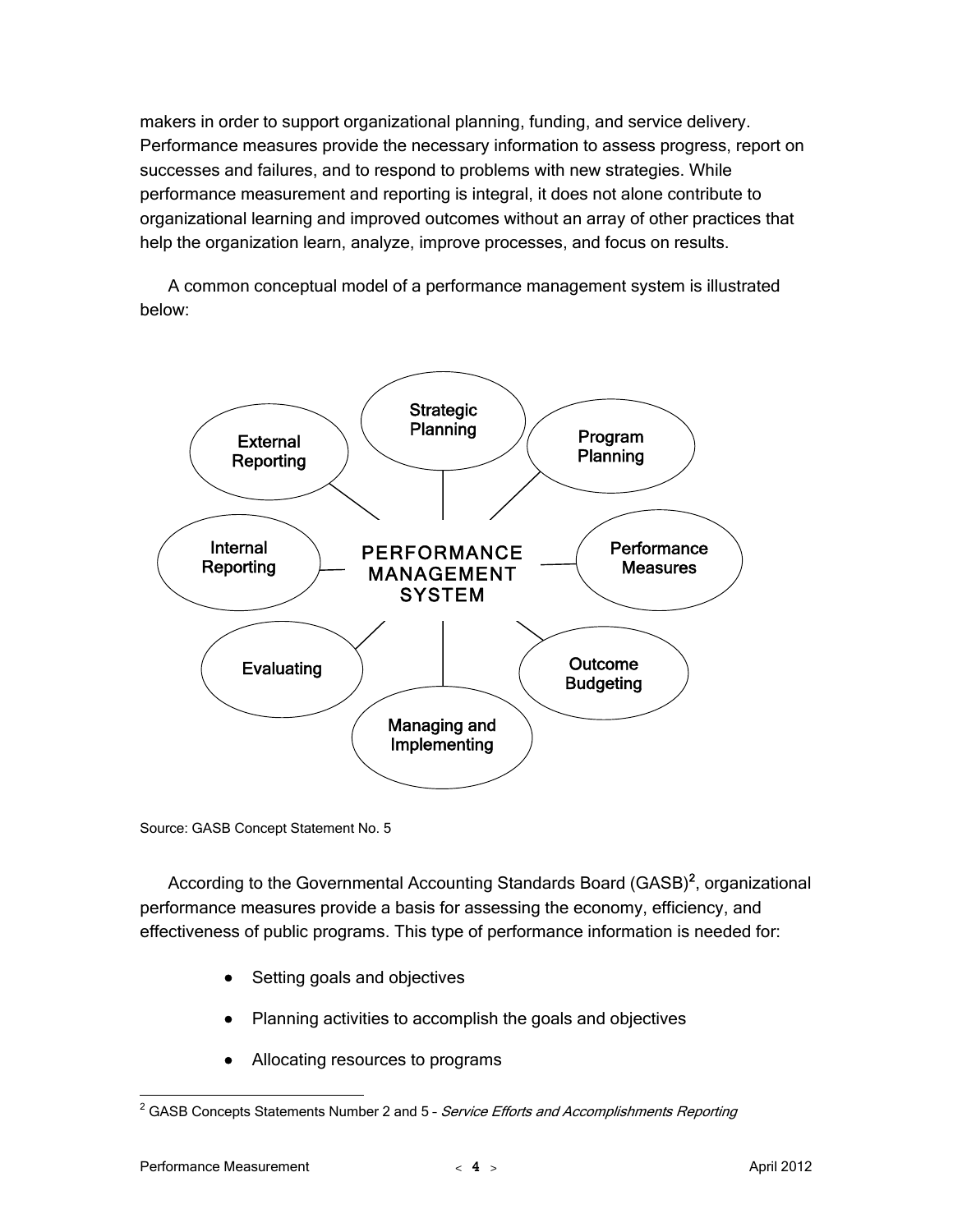makers in order to support organizational planning, funding, and service delivery. Performance measures provide the necessary information to assess progress, report on successes and failures, and to respond to problems with new strategies. While performance measurement and reporting is integral, it does not alone contribute to organizational learning and improved outcomes without an array of other practices that help the organization learn, analyze, improve processes, and focus on results.

A common conceptual model of a performance management system is illustrated below:

PERFORMANCE MANAGEMENT SYSTEM

- Strategic Planning
- Program Planning
- Performance Measures
- Outcome Budgeting
- Managing and Implementing
- Evaluating
- Internal Reporting
- External Reporting

Source: GASB Concept Statement No. 5

According to the Governmental Accounting Standards Board (GASB)[2], organizational performance measures provide a basis for assessing the economy, efficiency, and effectiveness of public programs. This type of performance information is needed for:

- Setting goals and objectives
- Planning activities to accomplish the goals and objectives
- Allocating resources to programs

[2] GASB Concepts Statements Number 2 and 5 – *Service Efforts and Accomplishments Reporting*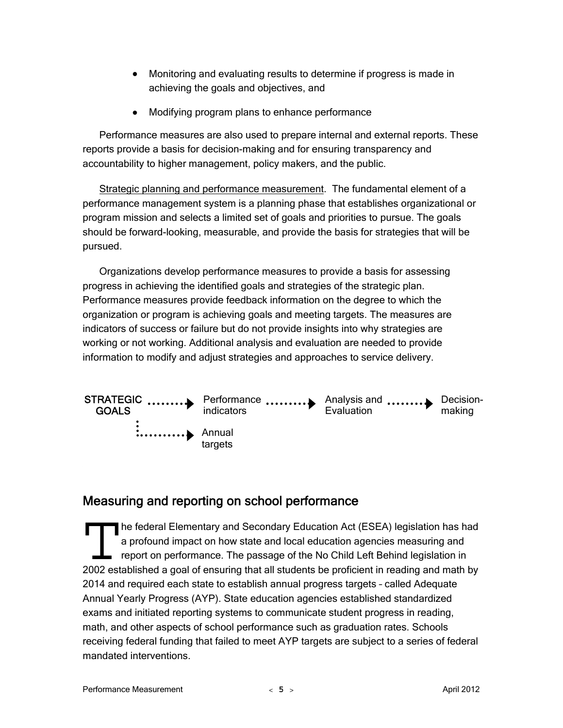- Monitoring and evaluating results to determine if progress is made in achieving the goals and objectives, and
- Modifying program plans to enhance performance

Performance measures are also used to prepare internal and external reports. These reports provide a basis for decision-making and for ensuring transparency and accountability to higher management, policy makers, and the public.

Strategic planning and performance measurement. The fundamental element of a performance management system is a planning phase that establishes organizational or program mission and selects a limited set of goals and priorities to pursue. The goals should be forward-looking, measurable, and provide the basis for strategies that will be pursued.

Organizations develop performance measures to provide a basis for assessing progress in achieving the identified goals and strategies of the strategic plan. Performance measures provide feedback information on the degree to which the organization or program is achieving goals and meeting targets. The measures are indicators of success or failure but do not provide insights into why strategies are working or not working. Additional analysis and evaluation are needed to provide information to modify and adjust strategies and approaches to service delivery.

STRATEGIC GOALS → Performance indicators → Analysis and Evaluation → Decision-making

STRATEGIC GOALS → Annual targets

## Measuring and reporting on school performance

The federal Elementary and Secondary Education Act (ESEA) legislation has had a profound impact on how state and local education agencies measuring and report on performance. The passage of the No Child Left Behind legislation in 2002 established a goal of ensuring that all students be proficient in reading and math by 2014 and required each state to establish annual progress targets – called Adequate Annual Yearly Progress (AYP). State education agencies established standardized exams and initiated reporting systems to communicate student progress in reading, math, and other aspects of school performance such as graduation rates. Schools receiving federal funding that failed to meet AYP targets are subject to a series of federal mandated interventions.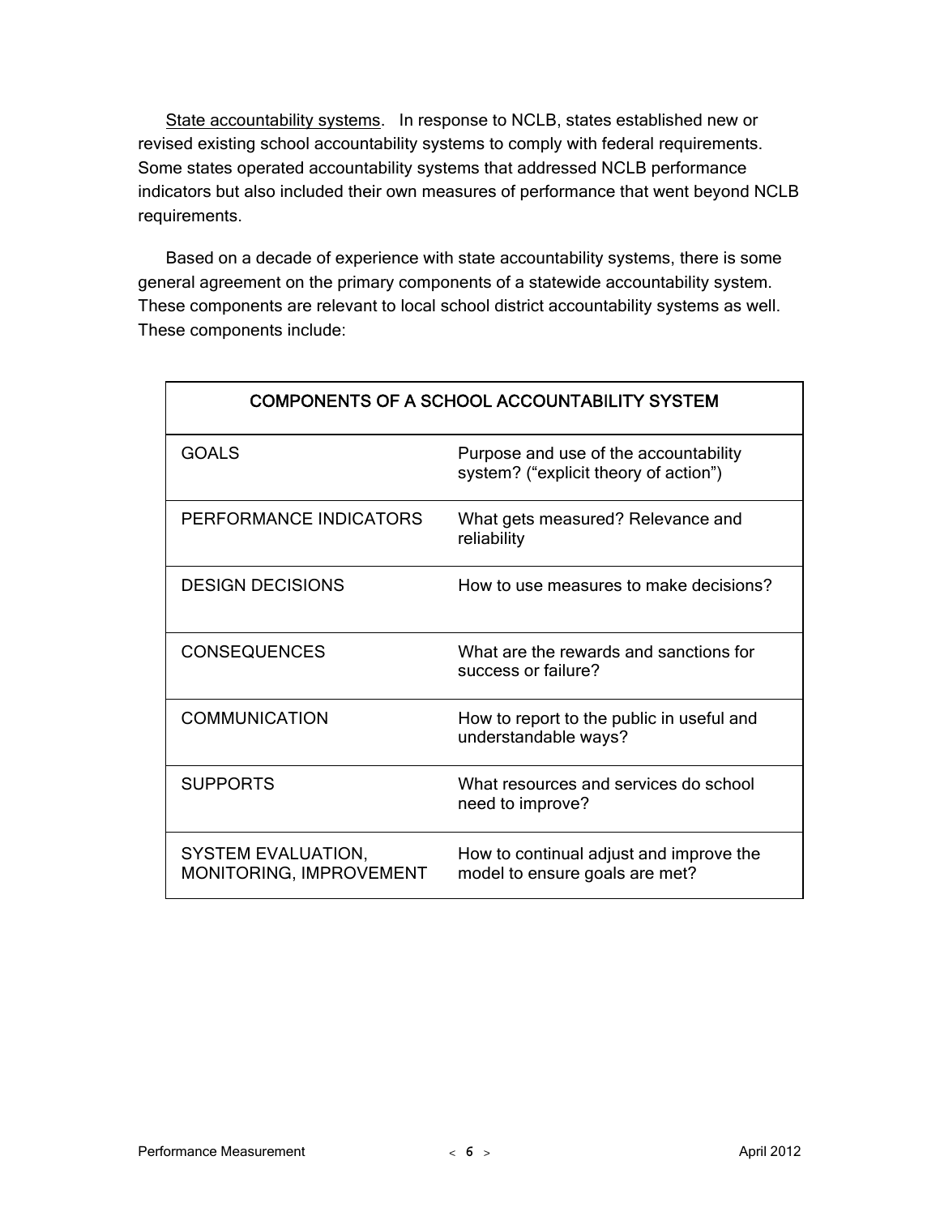State accountability systems. In response to NCLB, states established new or revised existing school accountability systems to comply with federal requirements. Some states operated accountability systems that addressed NCLB performance indicators but also included their own measures of performance that went beyond NCLB requirements.

Based on a decade of experience with state accountability systems, there is some general agreement on the primary components of a statewide accountability system. These components are relevant to local school district accountability systems as well. These components include:

| COMPONENTS OF A SCHOOL ACCOUNTABILITY SYSTEM | |
|---|---|
| GOALS | Purpose and use of the accountability system? (“explicit theory of action”) |
| PERFORMANCE INDICATORS | What gets measured? Relevance and reliability |
| DESIGN DECISIONS | How to use measures to make decisions? |
| CONSEQUENCES | What are the rewards and sanctions for success or failure? |
| COMMUNICATION | How to report to the public in useful and understandable ways? |
| SUPPORTS | What resources and services do school need to improve? |
| SYSTEM EVALUATION, MONITORING, IMPROVEMENT | How to continual adjust and improve the model to ensure goals are met? |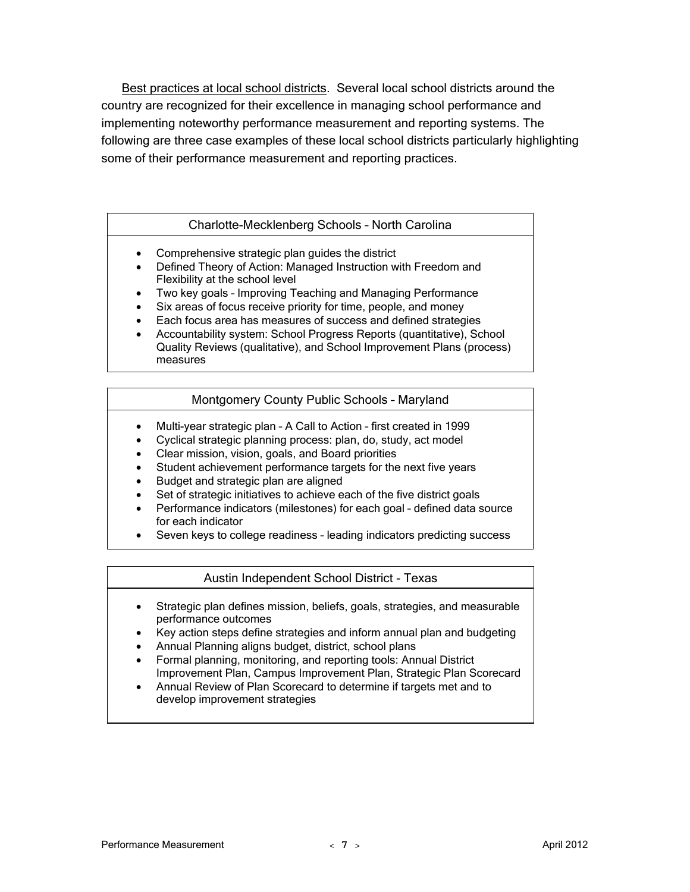Best practices at local school districts. Several local school districts around the country are recognized for their excellence in managing school performance and implementing noteworthy performance measurement and reporting systems. The following are three case examples of these local school districts particularly highlighting some of their performance measurement and reporting practices.

| Charlotte-Mecklenberg Schools – North Carolina |
|---|
| • Comprehensive strategic plan guides the district<br>• Defined Theory of Action: Managed Instruction with Freedom and Flexibility at the school level<br>• Two key goals – Improving Teaching and Managing Performance<br>• Six areas of focus receive priority for time, people, and money<br>• Each focus area has measures of success and defined strategies<br>• Accountability system: School Progress Reports (quantitative), School Quality Reviews (qualitative), and School Improvement Plans (process) measures |

| Montgomery County Public Schools – Maryland |
|---|
| • Multi-year strategic plan – A Call to Action – first created in 1999<br>• Cyclical strategic planning process: plan, do, study, act model<br>• Clear mission, vision, goals, and Board priorities<br>• Student achievement performance targets for the next five years<br>• Budget and strategic plan are aligned<br>• Set of strategic initiatives to achieve each of the five district goals<br>• Performance indicators (milestones) for each goal – defined data source for each indicator<br>• Seven keys to college readiness – leading indicators predicting success |

| Austin Independent School District - Texas |
|---|
| • Strategic plan defines mission, beliefs, goals, strategies, and measurable performance outcomes<br>• Key action steps define strategies and inform annual plan and budgeting<br>• Annual Planning aligns budget, district, school plans<br>• Formal planning, monitoring, and reporting tools: Annual District Improvement Plan, Campus Improvement Plan, Strategic Plan Scorecard<br>• Annual Review of Plan Scorecard to determine if targets met and to develop improvement strategies |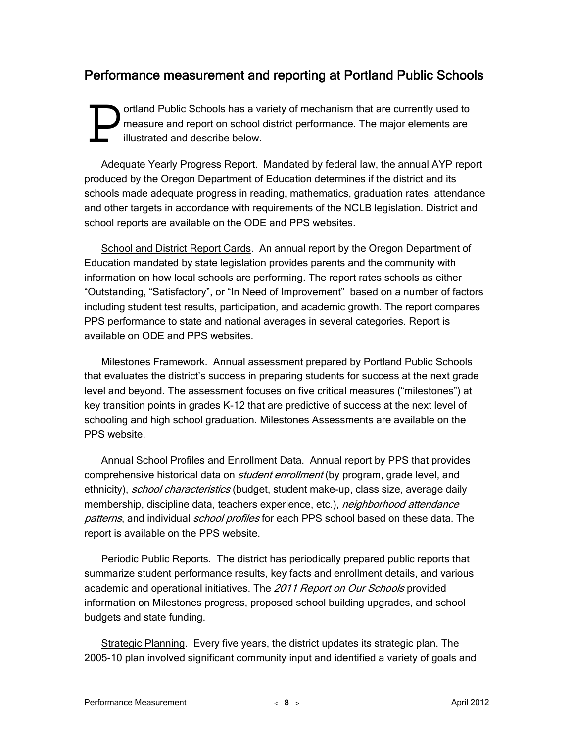## Performance measurement and reporting at Portland Public Schools

Portland Public Schools has a variety of mechanism that are currently used to measure and report on school district performance. The major elements are illustrated and describe below.

Adequate Yearly Progress Report. Mandated by federal law, the annual AYP report produced by the Oregon Department of Education determines if the district and its schools made adequate progress in reading, mathematics, graduation rates, attendance and other targets in accordance with requirements of the NCLB legislation. District and school reports are available on the ODE and PPS websites.

School and District Report Cards. An annual report by the Oregon Department of Education mandated by state legislation provides parents and the community with information on how local schools are performing. The report rates schools as either "Outstanding, "Satisfactory", or "In Need of Improvement" based on a number of factors including student test results, participation, and academic growth. The report compares PPS performance to state and national averages in several categories. Report is available on ODE and PPS websites.

Milestones Framework. Annual assessment prepared by Portland Public Schools that evaluates the district's success in preparing students for success at the next grade level and beyond. The assessment focuses on five critical measures ("milestones") at key transition points in grades K-12 that are predictive of success at the next level of schooling and high school graduation. Milestones Assessments are available on the PPS website.

Annual School Profiles and Enrollment Data. Annual report by PPS that provides comprehensive historical data on *student enrollment* (by program, grade level, and ethnicity), *school characteristics* (budget, student make-up, class size, average daily membership, discipline data, teachers experience, etc.), *neighborhood attendance patterns*, and individual *school profiles* for each PPS school based on these data. The report is available on the PPS website.

Periodic Public Reports. The district has periodically prepared public reports that summarize student performance results, key facts and enrollment details, and various academic and operational initiatives. The *2011 Report on Our Schools* provided information on Milestones progress, proposed school building upgrades, and school budgets and state funding.

Strategic Planning. Every five years, the district updates its strategic plan. The 2005-10 plan involved significant community input and identified a variety of goals and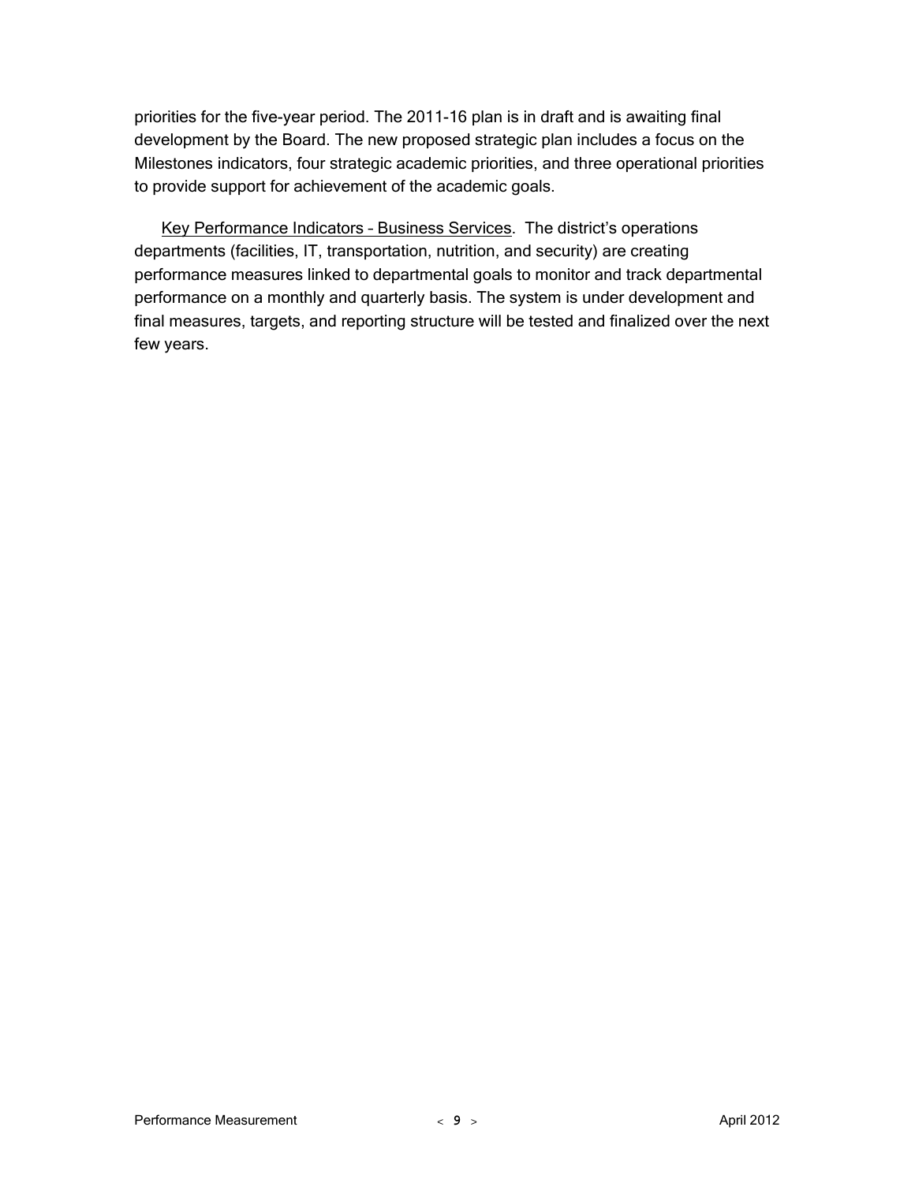priorities for the five-year period. The 2011-16 plan is in draft and is awaiting final development by the Board. The new proposed strategic plan includes a focus on the Milestones indicators, four strategic academic priorities, and three operational priorities to provide support for achievement of the academic goals.

Key Performance Indicators – Business Services. The district's operations departments (facilities, IT, transportation, nutrition, and security) are creating performance measures linked to departmental goals to monitor and track departmental performance on a monthly and quarterly basis. The system is under development and final measures, targets, and reporting structure will be tested and finalized over the next few years.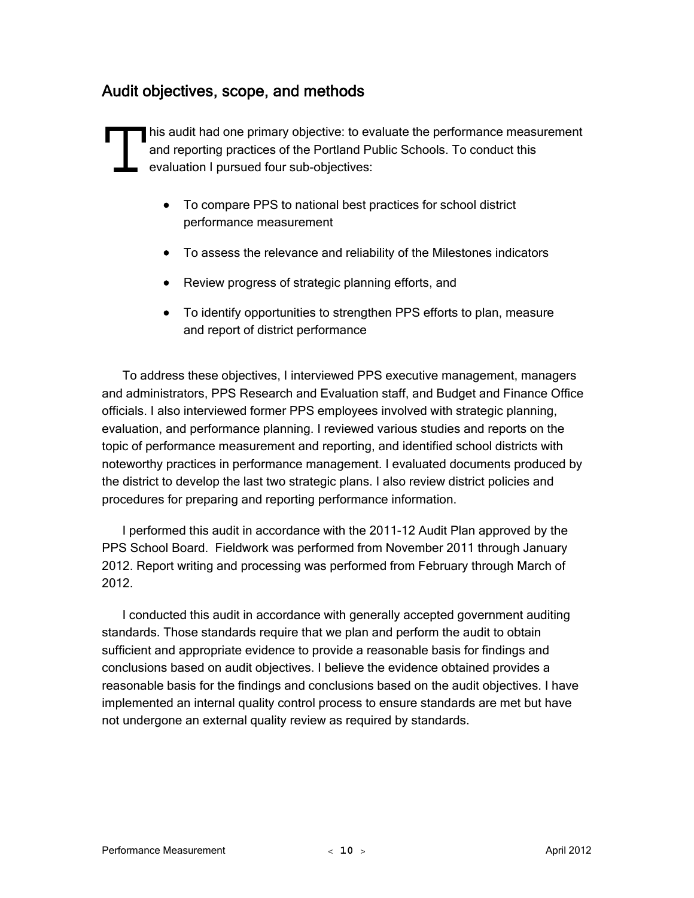## Audit objectives, scope, and methods

This audit had one primary objective: to evaluate the performance measurement and reporting practices of the Portland Public Schools. To conduct this evaluation I pursued four sub-objectives:

- To compare PPS to national best practices for school district performance measurement
- To assess the relevance and reliability of the Milestones indicators
- Review progress of strategic planning efforts, and
- To identify opportunities to strengthen PPS efforts to plan, measure and report of district performance

To address these objectives, I interviewed PPS executive management, managers and administrators, PPS Research and Evaluation staff, and Budget and Finance Office officials. I also interviewed former PPS employees involved with strategic planning, evaluation, and performance planning. I reviewed various studies and reports on the topic of performance measurement and reporting, and identified school districts with noteworthy practices in performance management. I evaluated documents produced by the district to develop the last two strategic plans. I also review district policies and procedures for preparing and reporting performance information.

I performed this audit in accordance with the 2011-12 Audit Plan approved by the PPS School Board. Fieldwork was performed from November 2011 through January 2012. Report writing and processing was performed from February through March of 2012.

I conducted this audit in accordance with generally accepted government auditing standards. Those standards require that we plan and perform the audit to obtain sufficient and appropriate evidence to provide a reasonable basis for findings and conclusions based on audit objectives. I believe the evidence obtained provides a reasonable basis for the findings and conclusions based on the audit objectives. I have implemented an internal quality control process to ensure standards are met but have not undergone an external quality review as required by standards.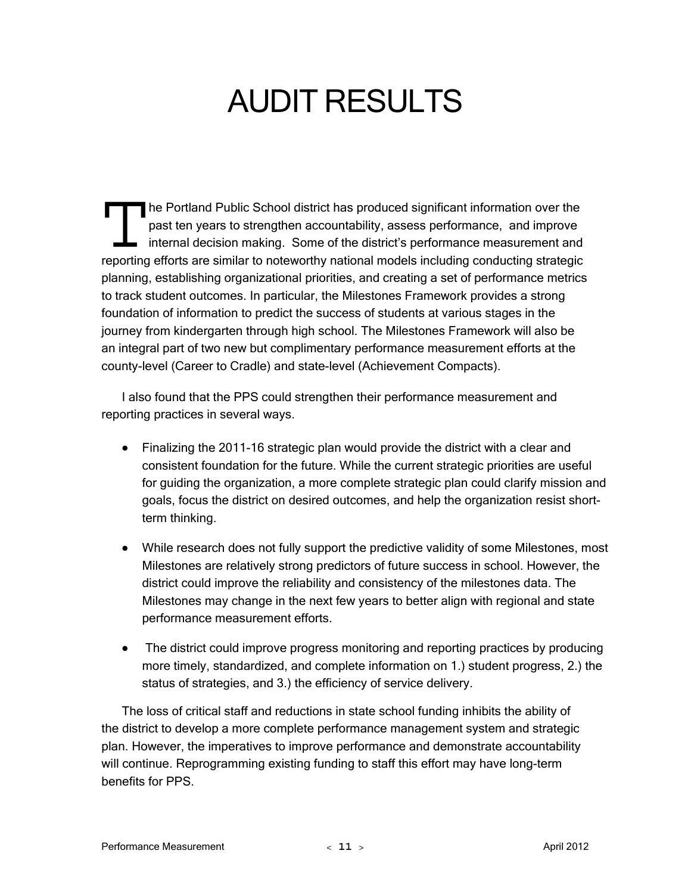# AUDIT RESULTS

The Portland Public School district has produced significant information over the past ten years to strengthen accountability, assess performance, and improve internal decision making. Some of the district's performance measurement and reporting efforts are similar to noteworthy national models including conducting strategic planning, establishing organizational priorities, and creating a set of performance metrics to track student outcomes. In particular, the Milestones Framework provides a strong foundation of information to predict the success of students at various stages in the journey from kindergarten through high school. The Milestones Framework will also be an integral part of two new but complimentary performance measurement efforts at the county-level (Career to Cradle) and state-level (Achievement Compacts).

I also found that the PPS could strengthen their performance measurement and reporting practices in several ways.

- Finalizing the 2011-16 strategic plan would provide the district with a clear and consistent foundation for the future. While the current strategic priorities are useful for guiding the organization, a more complete strategic plan could clarify mission and goals, focus the district on desired outcomes, and help the organization resist short-term thinking.
- While research does not fully support the predictive validity of some Milestones, most Milestones are relatively strong predictors of future success in school. However, the district could improve the reliability and consistency of the milestones data. The Milestones may change in the next few years to better align with regional and state performance measurement efforts.
- The district could improve progress monitoring and reporting practices by producing more timely, standardized, and complete information on 1.) student progress, 2.) the status of strategies, and 3.) the efficiency of service delivery.

The loss of critical staff and reductions in state school funding inhibits the ability of the district to develop a more complete performance management system and strategic plan. However, the imperatives to improve performance and demonstrate accountability will continue. Reprogramming existing funding to staff this effort may have long-term benefits for PPS.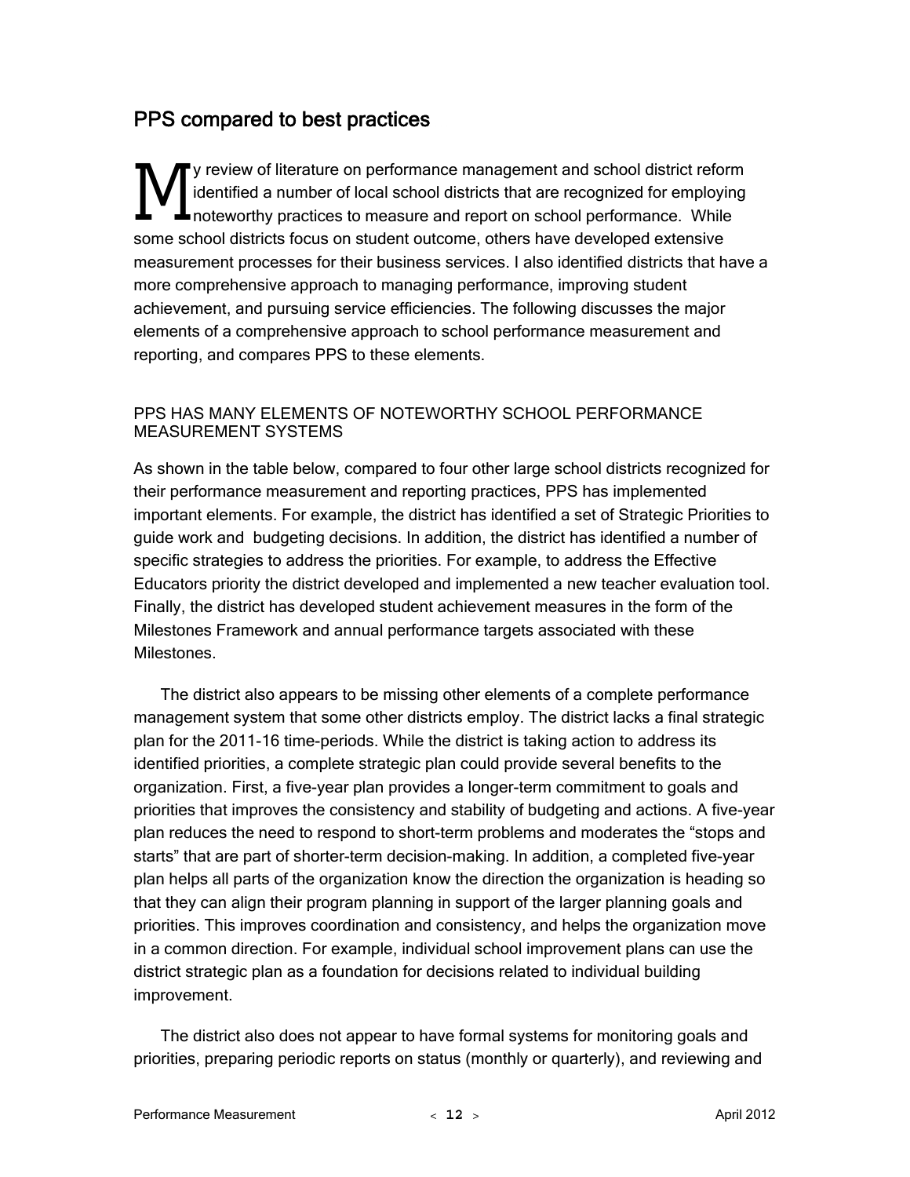## PPS compared to best practices

My review of literature on performance management and school district reform identified a number of local school districts that are recognized for employing noteworthy practices to measure and report on school performance. While some school districts focus on student outcome, others have developed extensive measurement processes for their business services. I also identified districts that have a more comprehensive approach to managing performance, improving student achievement, and pursuing service efficiencies. The following discusses the major elements of a comprehensive approach to school performance measurement and reporting, and compares PPS to these elements.

### PPS HAS MANY ELEMENTS OF NOTEWORTHY SCHOOL PERFORMANCE MEASUREMENT SYSTEMS

As shown in the table below, compared to four other large school districts recognized for their performance measurement and reporting practices, PPS has implemented important elements. For example, the district has identified a set of Strategic Priorities to guide work and budgeting decisions. In addition, the district has identified a number of specific strategies to address the priorities. For example, to address the Effective Educators priority the district developed and implemented a new teacher evaluation tool. Finally, the district has developed student achievement measures in the form of the Milestones Framework and annual performance targets associated with these Milestones.

The district also appears to be missing other elements of a complete performance management system that some other districts employ. The district lacks a final strategic plan for the 2011-16 time-periods. While the district is taking action to address its identified priorities, a complete strategic plan could provide several benefits to the organization. First, a five-year plan provides a longer-term commitment to goals and priorities that improves the consistency and stability of budgeting and actions. A five-year plan reduces the need to respond to short-term problems and moderates the "stops and starts" that are part of shorter-term decision-making. In addition, a completed five-year plan helps all parts of the organization know the direction the organization is heading so that they can align their program planning in support of the larger planning goals and priorities. This improves coordination and consistency, and helps the organization move in a common direction. For example, individual school improvement plans can use the district strategic plan as a foundation for decisions related to individual building improvement.

The district also does not appear to have formal systems for monitoring goals and priorities, preparing periodic reports on status (monthly or quarterly), and reviewing and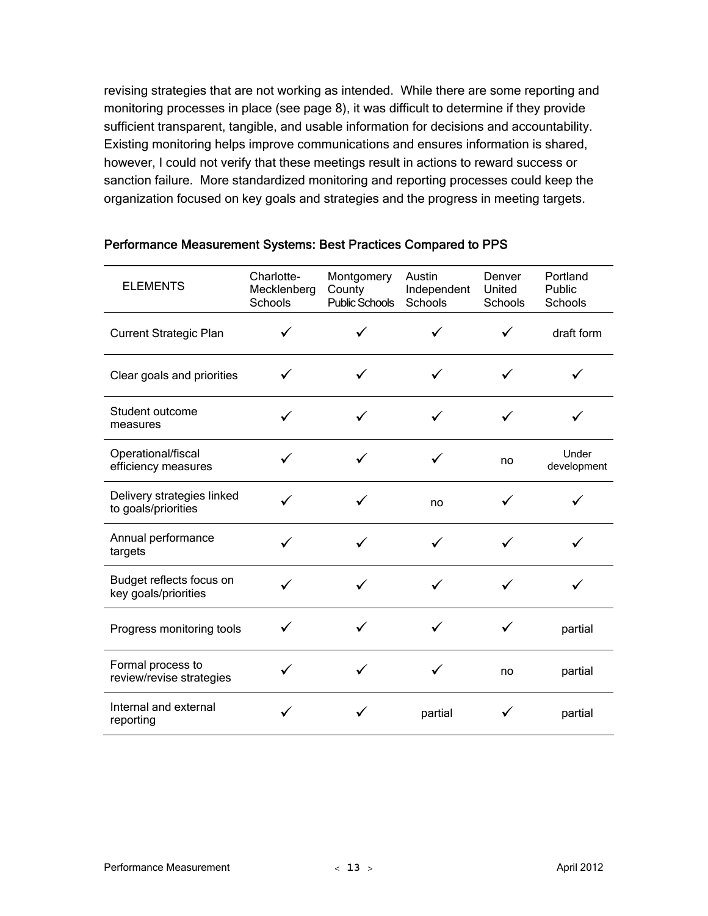revising strategies that are not working as intended. While there are some reporting and monitoring processes in place (see page 8), it was difficult to determine if they provide sufficient transparent, tangible, and usable information for decisions and accountability. Existing monitoring helps improve communications and ensures information is shared, however, I could not verify that these meetings result in actions to reward success or sanction failure. More standardized monitoring and reporting processes could keep the organization focused on key goals and strategies and the progress in meeting targets.

**Performance Measurement Systems: Best Practices Compared to PPS**

| ELEMENTS | Charlotte-Mecklenberg Schools | Montgomery County Public Schools | Austin Independent Schools | Denver United Schools | Portland Public Schools |
|---|---|---|---|---|---|
| Current Strategic Plan | ✓ | ✓ | ✓ | ✓ | draft form |
| Clear goals and priorities | ✓ | ✓ | ✓ | ✓ | ✓ |
| Student outcome measures | ✓ | ✓ | ✓ | ✓ | ✓ |
| Operational/fiscal efficiency measures | ✓ | ✓ | ✓ | no | Under development |
| Delivery strategies linked to goals/priorities | ✓ | ✓ | no | ✓ | ✓ |
| Annual performance targets | ✓ | ✓ | ✓ | ✓ | ✓ |
| Budget reflects focus on key goals/priorities | ✓ | ✓ | ✓ | ✓ | ✓ |
| Progress monitoring tools | ✓ | ✓ | ✓ | ✓ | partial |
| Formal process to review/revise strategies | ✓ | ✓ | ✓ | no | partial |
| Internal and external reporting | ✓ | ✓ | partial | ✓ | partial |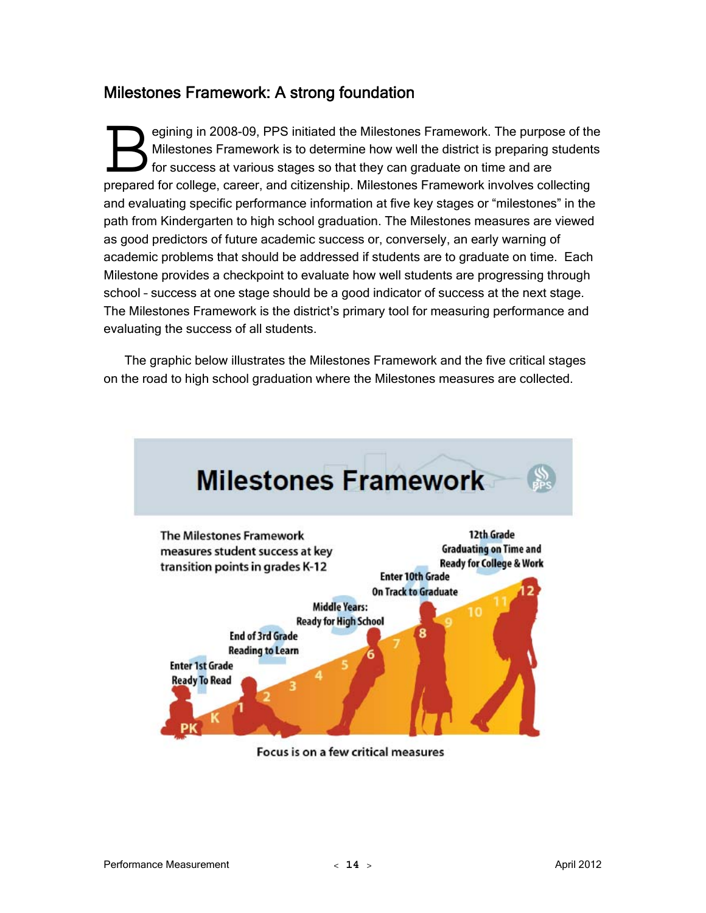## Milestones Framework: A strong foundation

Begining in 2008-09, PPS initiated the Milestones Framework. The purpose of the Milestones Framework is to determine how well the district is preparing students for success at various stages so that they can graduate on time and are prepared for college, career, and citizenship. Milestones Framework involves collecting and evaluating specific performance information at five key stages or "milestones" in the path from Kindergarten to high school graduation. The Milestones measures are viewed as good predictors of future academic success or, conversely, an early warning of academic problems that should be addressed if students are to graduate on time. Each Milestone provides a checkpoint to evaluate how well students are progressing through school – success at one stage should be a good indicator of success at the next stage. The Milestones Framework is the district's primary tool for measuring performance and evaluating the success of all students.

The graphic below illustrates the Milestones Framework and the five critical stages on the road to high school graduation where the Milestones measures are collected.

**Milestones Framework**

The Milestones Framework measures student success at key transition points in grades K-12

1. Enter 1st Grade: Ready To Read
2. End of 3rd Grade: Reading to Learn
3. Middle Years: Ready for High School
4. Enter 10th Grade: On Track to Graduate
5. 12th Grade: Graduating on Time and Ready for College & Work

PK K 1 2 3 4 5 6 7 8 9 10 11 12

Focus is on a few critical measures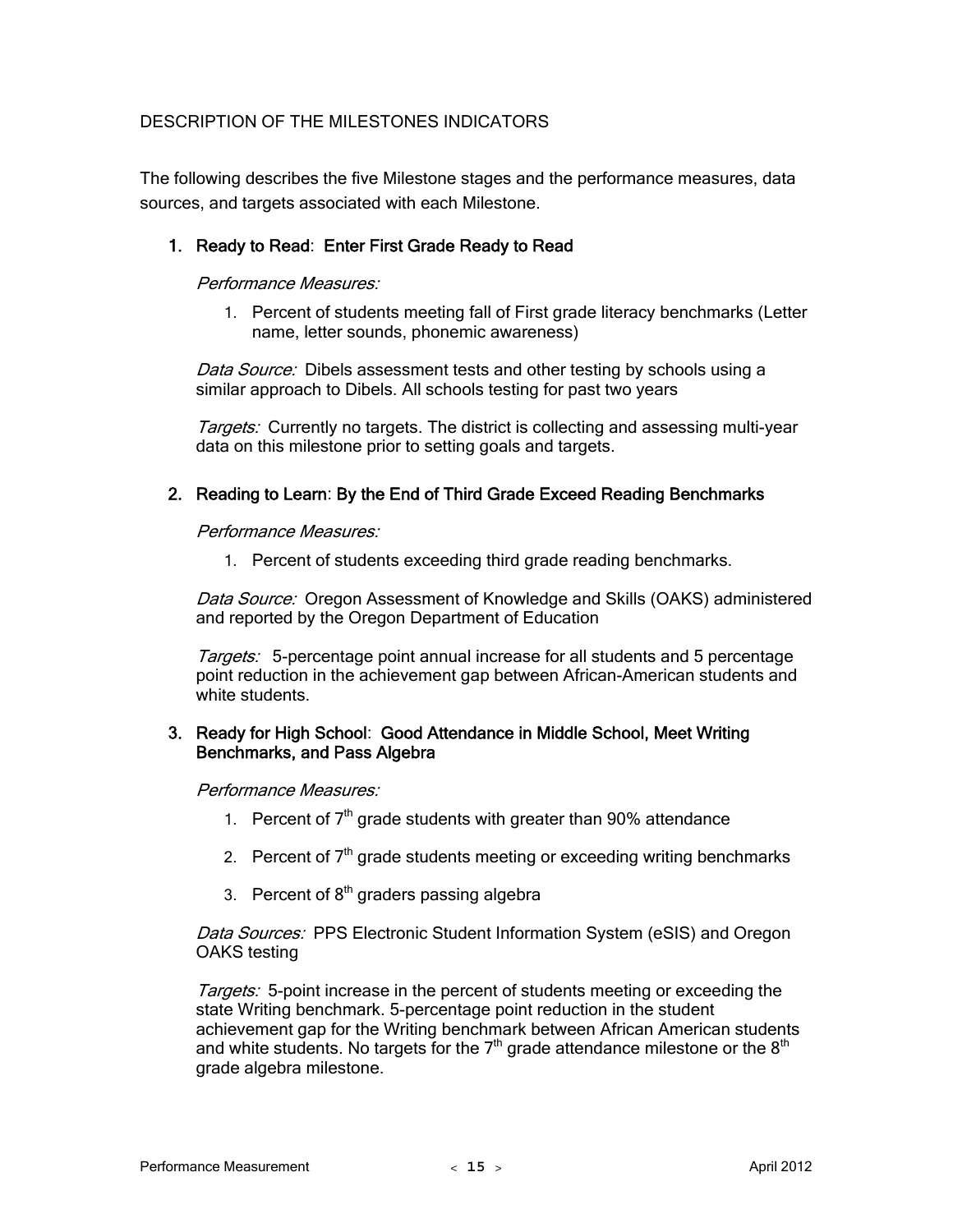## DESCRIPTION OF THE MILESTONES INDICATORS

The following describes the five Milestone stages and the performance measures, data sources, and targets associated with each Milestone.

### 1. Ready to Read: Enter First Grade Ready to Read

*Performance Measures:*

1. Percent of students meeting fall of First grade literacy benchmarks (Letter name, letter sounds, phonemic awareness)

*Data Source:* Dibels assessment tests and other testing by schools using a similar approach to Dibels. All schools testing for past two years

*Targets:* Currently no targets. The district is collecting and assessing multi-year data on this milestone prior to setting goals and targets.

### 2. Reading to Learn: By the End of Third Grade Exceed Reading Benchmarks

*Performance Measures:*

1. Percent of students exceeding third grade reading benchmarks.

*Data Source:* Oregon Assessment of Knowledge and Skills (OAKS) administered and reported by the Oregon Department of Education

*Targets:* 5-percentage point annual increase for all students and 5 percentage point reduction in the achievement gap between African-American students and white students.

### 3. Ready for High School: Good Attendance in Middle School, Meet Writing Benchmarks, and Pass Algebra

*Performance Measures:*

1. Percent of 7th grade students with greater than 90% attendance
2. Percent of 7th grade students meeting or exceeding writing benchmarks
3. Percent of 8th graders passing algebra

*Data Sources:* PPS Electronic Student Information System (eSIS) and Oregon OAKS testing

*Targets:* 5-point increase in the percent of students meeting or exceeding the state Writing benchmark. 5-percentage point reduction in the student achievement gap for the Writing benchmark between African American students and white students. No targets for the 7th grade attendance milestone or the 8th grade algebra milestone.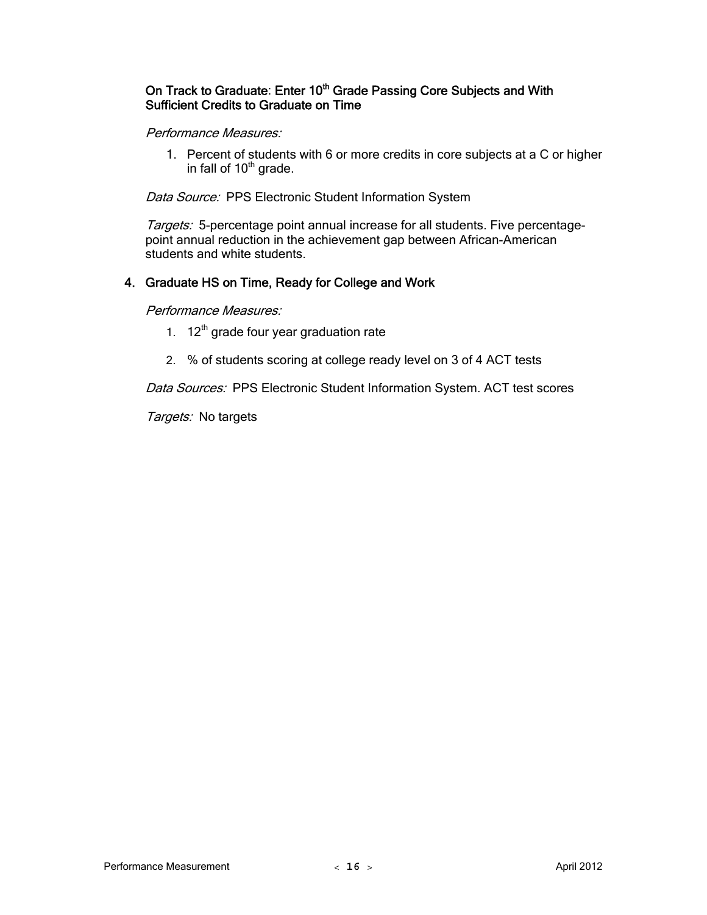### On Track to Graduate: Enter 10th Grade Passing Core Subjects and With Sufficient Credits to Graduate on Time

*Performance Measures:*

1. Percent of students with 6 or more credits in core subjects at a C or higher in fall of 10th grade.

*Data Source:* PPS Electronic Student Information System

*Targets:* 5-percentage point annual increase for all students. Five percentage-point annual reduction in the achievement gap between African-American students and white students.

### 4. Graduate HS on Time, Ready for College and Work

*Performance Measures:*

1. 12th grade four year graduation rate
2. % of students scoring at college ready level on 3 of 4 ACT tests

*Data Sources:* PPS Electronic Student Information System. ACT test scores

*Targets:* No targets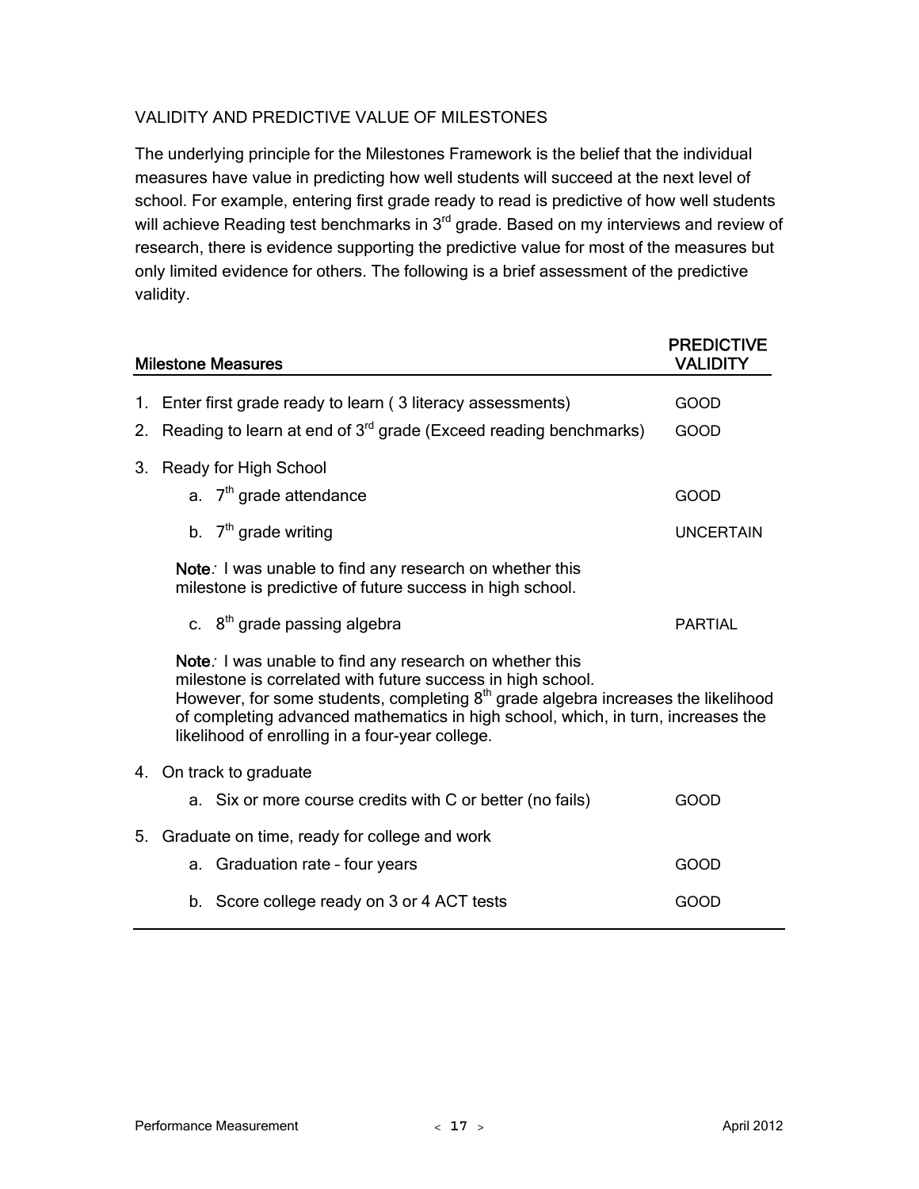## VALIDITY AND PREDICTIVE VALUE OF MILESTONES

The underlying principle for the Milestones Framework is the belief that the individual measures have value in predicting how well students will succeed at the next level of school. For example, entering first grade ready to read is predictive of how well students will achieve Reading test benchmarks in 3rd grade. Based on my interviews and review of research, there is evidence supporting the predictive value for most of the measures but only limited evidence for others. The following is a brief assessment of the predictive validity.

| Milestone Measures | PREDICTIVE VALIDITY |
|---|---|
| 1. Enter first grade ready to learn ( 3 literacy assessments) | GOOD |
| 2. Reading to learn at end of 3rd grade (Exceed reading benchmarks) | GOOD |
| 3. Ready for High School | |
| a. 7th grade attendance | GOOD |
| b. 7th grade writing | UNCERTAIN |
| **Note**: I was unable to find any research on whether this milestone is predictive of future success in high school. | |
| c. 8th grade passing algebra | PARTIAL |
| **Note**: I was unable to find any research on whether this milestone is correlated with future success in high school. However, for some students, completing 8th grade algebra increases the likelihood of completing advanced mathematics in high school, which, in turn, increases the likelihood of enrolling in a four-year college. | |
| 4. On track to graduate | |
| a. Six or more course credits with C or better (no fails) | GOOD |
| 5. Graduate on time, ready for college and work | |
| a. Graduation rate – four years | GOOD |
| b. Score college ready on 3 or 4 ACT tests | GOOD |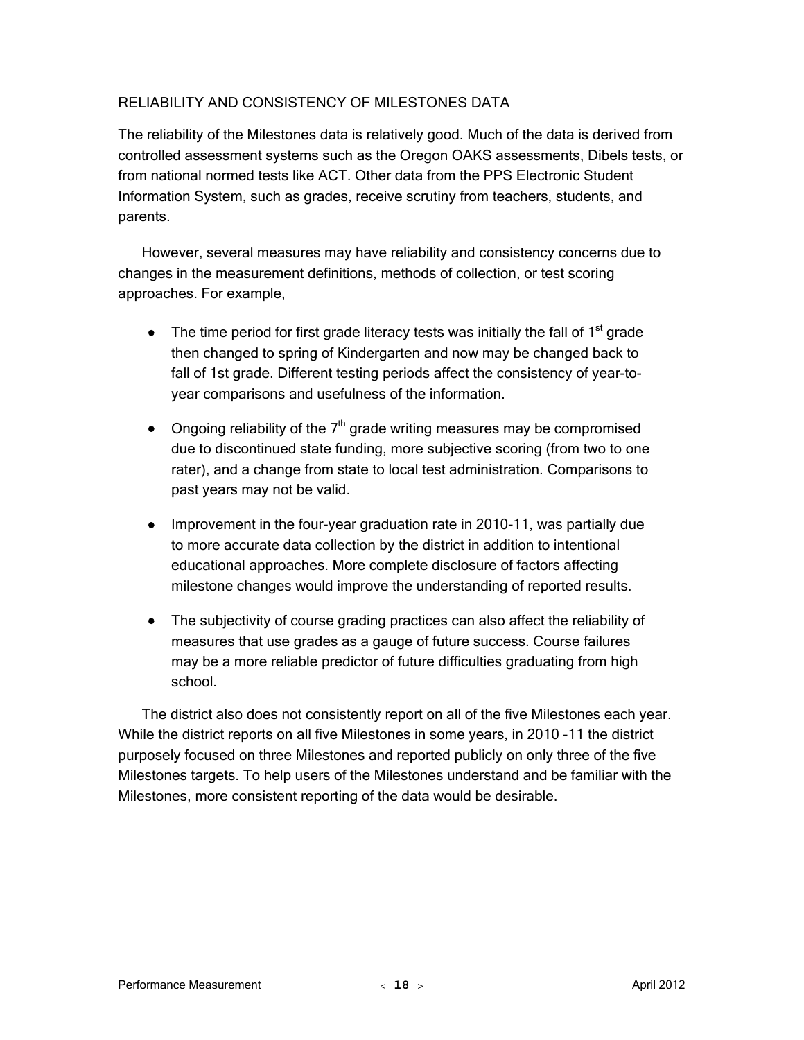## RELIABILITY AND CONSISTENCY OF MILESTONES DATA

The reliability of the Milestones data is relatively good. Much of the data is derived from controlled assessment systems such as the Oregon OAKS assessments, Dibels tests, or from national normed tests like ACT. Other data from the PPS Electronic Student Information System, such as grades, receive scrutiny from teachers, students, and parents.

However, several measures may have reliability and consistency concerns due to changes in the measurement definitions, methods of collection, or test scoring approaches. For example,

- The time period for first grade literacy tests was initially the fall of 1st grade then changed to spring of Kindergarten and now may be changed back to fall of 1st grade. Different testing periods affect the consistency of year-to-year comparisons and usefulness of the information.
- Ongoing reliability of the 7th grade writing measures may be compromised due to discontinued state funding, more subjective scoring (from two to one rater), and a change from state to local test administration. Comparisons to past years may not be valid.
- Improvement in the four-year graduation rate in 2010-11, was partially due to more accurate data collection by the district in addition to intentional educational approaches. More complete disclosure of factors affecting milestone changes would improve the understanding of reported results.
- The subjectivity of course grading practices can also affect the reliability of measures that use grades as a gauge of future success. Course failures may be a more reliable predictor of future difficulties graduating from high school.

The district also does not consistently report on all of the five Milestones each year. While the district reports on all five Milestones in some years, in 2010 -11 the district purposely focused on three Milestones and reported publicly on only three of the five Milestones targets. To help users of the Milestones understand and be familiar with the Milestones, more consistent reporting of the data would be desirable.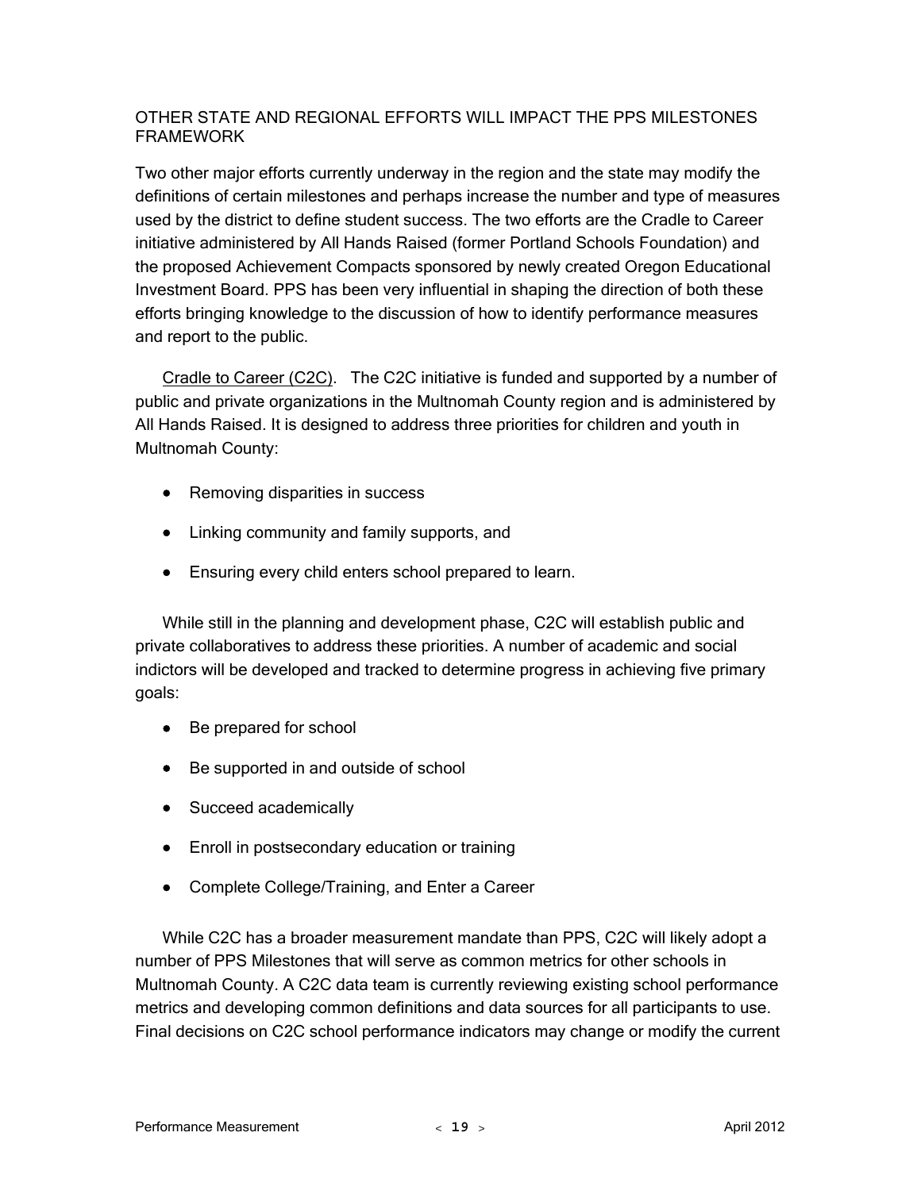## OTHER STATE AND REGIONAL EFFORTS WILL IMPACT THE PPS MILESTONES FRAMEWORK

Two other major efforts currently underway in the region and the state may modify the definitions of certain milestones and perhaps increase the number and type of measures used by the district to define student success. The two efforts are the Cradle to Career initiative administered by All Hands Raised (former Portland Schools Foundation) and the proposed Achievement Compacts sponsored by newly created Oregon Educational Investment Board. PPS has been very influential in shaping the direction of both these efforts bringing knowledge to the discussion of how to identify performance measures and report to the public.

<u>Cradle to Career (C2C)</u>. The C2C initiative is funded and supported by a number of public and private organizations in the Multnomah County region and is administered by All Hands Raised. It is designed to address three priorities for children and youth in Multnomah County:

- Removing disparities in success
- Linking community and family supports, and
- Ensuring every child enters school prepared to learn.

While still in the planning and development phase, C2C will establish public and private collaboratives to address these priorities. A number of academic and social indictors will be developed and tracked to determine progress in achieving five primary goals:

- Be prepared for school
- Be supported in and outside of school
- Succeed academically
- Enroll in postsecondary education or training
- Complete College/Training, and Enter a Career

While C2C has a broader measurement mandate than PPS, C2C will likely adopt a number of PPS Milestones that will serve as common metrics for other schools in Multnomah County. A C2C data team is currently reviewing existing school performance metrics and developing common definitions and data sources for all participants to use. Final decisions on C2C school performance indicators may change or modify the current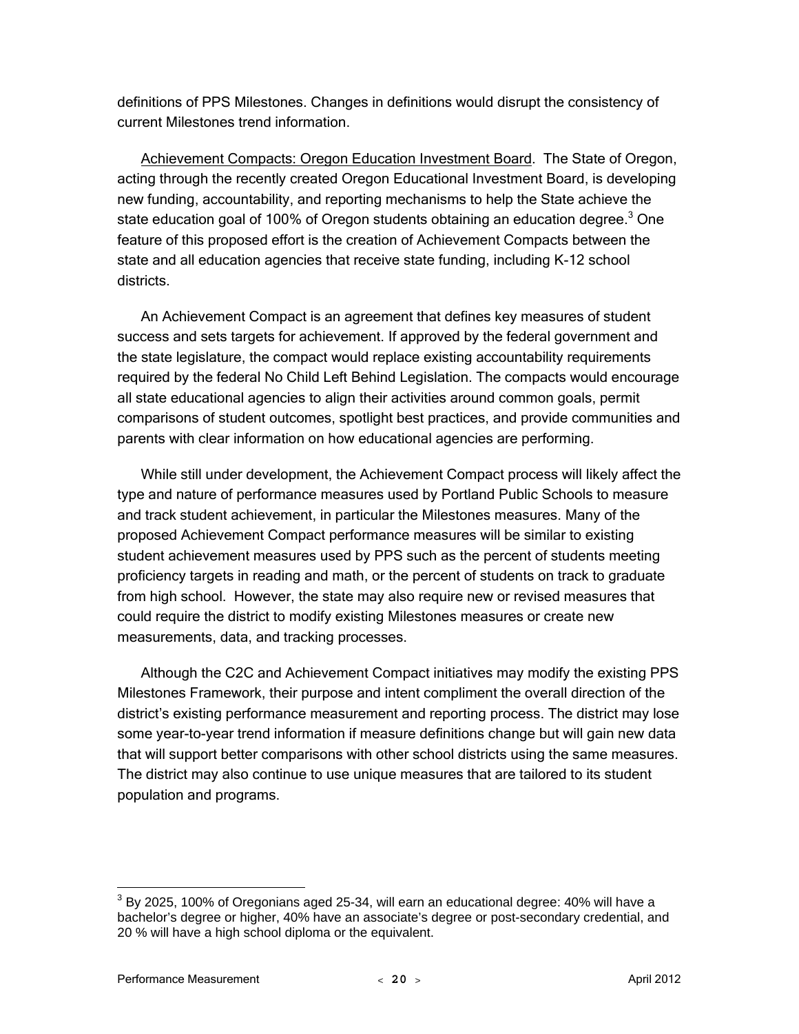definitions of PPS Milestones. Changes in definitions would disrupt the consistency of current Milestones trend information.

Achievement Compacts: Oregon Education Investment Board. The State of Oregon, acting through the recently created Oregon Educational Investment Board, is developing new funding, accountability, and reporting mechanisms to help the State achieve the state education goal of 100% of Oregon students obtaining an education degree.[3] One feature of this proposed effort is the creation of Achievement Compacts between the state and all education agencies that receive state funding, including K-12 school districts.

An Achievement Compact is an agreement that defines key measures of student success and sets targets for achievement. If approved by the federal government and the state legislature, the compact would replace existing accountability requirements required by the federal No Child Left Behind Legislation. The compacts would encourage all state educational agencies to align their activities around common goals, permit comparisons of student outcomes, spotlight best practices, and provide communities and parents with clear information on how educational agencies are performing.

While still under development, the Achievement Compact process will likely affect the type and nature of performance measures used by Portland Public Schools to measure and track student achievement, in particular the Milestones measures. Many of the proposed Achievement Compact performance measures will be similar to existing student achievement measures used by PPS such as the percent of students meeting proficiency targets in reading and math, or the percent of students on track to graduate from high school. However, the state may also require new or revised measures that could require the district to modify existing Milestones measures or create new measurements, data, and tracking processes.

Although the C2C and Achievement Compact initiatives may modify the existing PPS Milestones Framework, their purpose and intent compliment the overall direction of the district's existing performance measurement and reporting process. The district may lose some year-to-year trend information if measure definitions change but will gain new data that will support better comparisons with other school districts using the same measures. The district may also continue to use unique measures that are tailored to its student population and programs.

[3] By 2025, 100% of Oregonians aged 25-34, will earn an educational degree: 40% will have a bachelor's degree or higher, 40% have an associate's degree or post-secondary credential, and 20 % will have a high school diploma or the equivalent.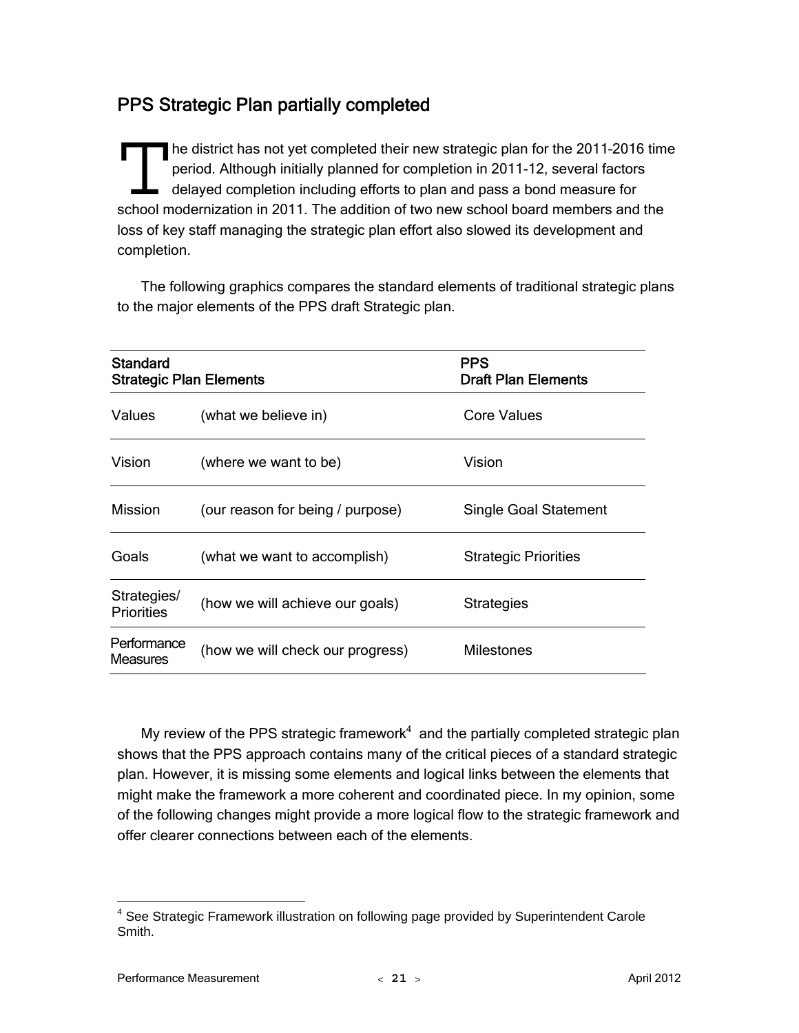## PPS Strategic Plan partially completed

The district has not yet completed their new strategic plan for the 2011-2016 time period. Although initially planned for completion in 2011-12, several factors delayed completion including efforts to plan and pass a bond measure for school modernization in 2011. The addition of two new school board members and the loss of key staff managing the strategic plan effort also slowed its development and completion.

The following graphics compares the standard elements of traditional strategic plans to the major elements of the PPS draft Strategic plan.

| **Standard Strategic Plan Elements** | | **PPS Draft Plan Elements** |
|---|---|---|
| Values | (what we believe in) | Core Values |
| Vision | (where we want to be) | Vision |
| Mission | (our reason for being / purpose) | Single Goal Statement |
| Goals | (what we want to accomplish) | Strategic Priorities |
| Strategies/ Priorities | (how we will achieve our goals) | Strategies |
| Performance Measures | (how we will check our progress) | Milestones |

My review of the PPS strategic framework[4] and the partially completed strategic plan shows that the PPS approach contains many of the critical pieces of a standard strategic plan. However, it is missing some elements and logical links between the elements that might make the framework a more coherent and coordinated piece. In my opinion, some of the following changes might provide a more logical flow to the strategic framework and offer clearer connections between each of the elements.

[4] See Strategic Framework illustration on following page provided by Superintendent Carole Smith.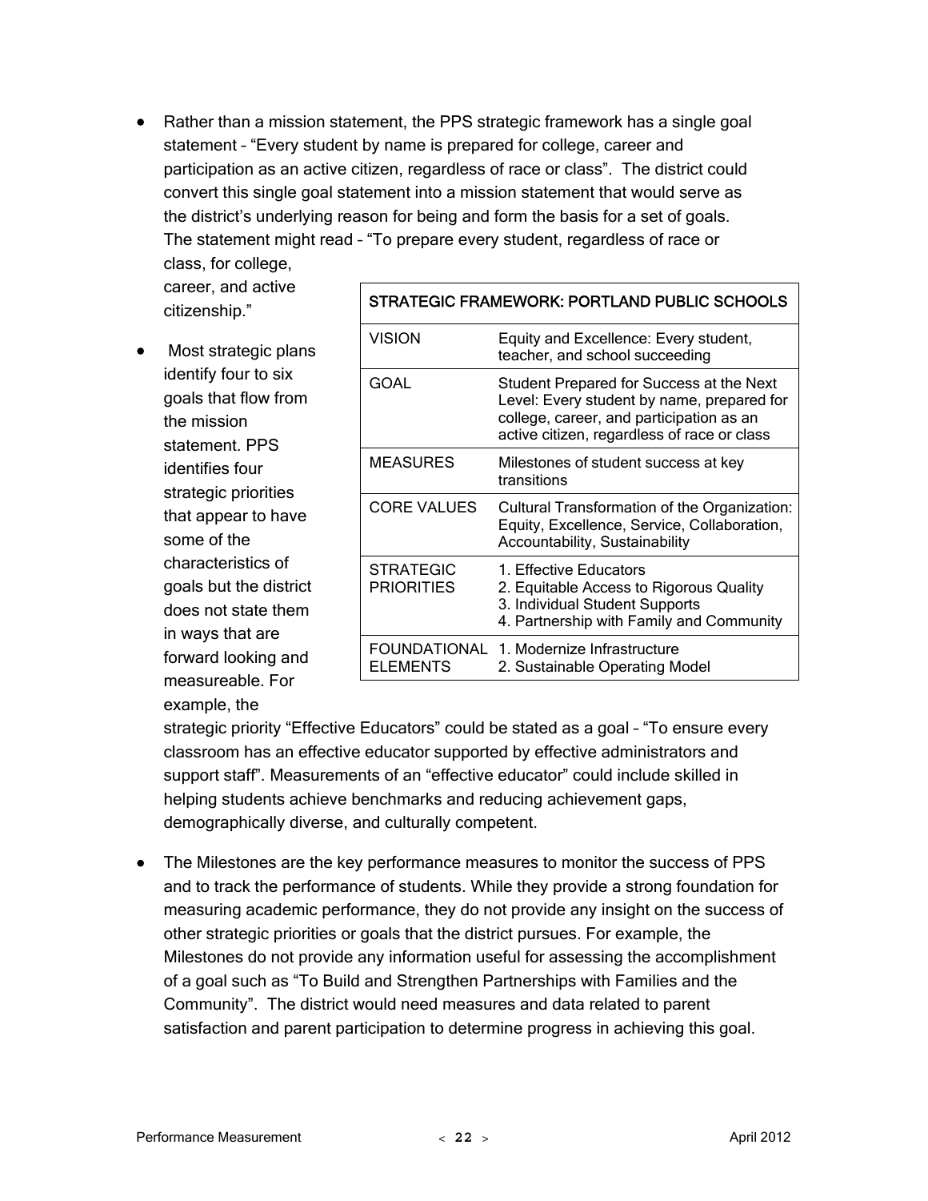- Rather than a mission statement, the PPS strategic framework has a single goal statement – "Every student by name is prepared for college, career and participation as an active citizen, regardless of race or class". The district could convert this single goal statement into a mission statement that would serve as the district's underlying reason for being and form the basis for a set of goals. The statement might read – "To prepare every student, regardless of race or class, for college, career, and active citizenship."

| STRATEGIC FRAMEWORK: PORTLAND PUBLIC SCHOOLS | |
|---|---|
| VISION | Equity and Excellence: Every student, teacher, and school succeeding |
| GOAL | Student Prepared for Success at the Next Level: Every student by name, prepared for college, career, and participation as an active citizen, regardless of race or class |
| MEASURES | Milestones of student success at key transitions |
| CORE VALUES | Cultural Transformation of the Organization: Equity, Excellence, Service, Collaboration, Accountability, Sustainability |
| STRATEGIC PRIORITIES | 1. Effective Educators<br>2. Equitable Access to Rigorous Quality<br>3. Individual Student Supports<br>4. Partnership with Family and Community |
| FOUNDATIONAL ELEMENTS | 1. Modernize Infrastructure<br>2. Sustainable Operating Model |

- Most strategic plans identify four to six goals that flow from the mission statement. PPS identifies four strategic priorities that appear to have some of the characteristics of goals but the district does not state them in ways that are forward looking and measureable. For example, the strategic priority "Effective Educators" could be stated as a goal – "To ensure every classroom has an effective educator supported by effective administrators and support staff". Measurements of an "effective educator" could include skilled in helping students achieve benchmarks and reducing achievement gaps, demographically diverse, and culturally competent.

- The Milestones are the key performance measures to monitor the success of PPS and to track the performance of students. While they provide a strong foundation for measuring academic performance, they do not provide any insight on the success of other strategic priorities or goals that the district pursues. For example, the Milestones do not provide any information useful for assessing the accomplishment of a goal such as "To Build and Strengthen Partnerships with Families and the Community". The district would need measures and data related to parent satisfaction and parent participation to determine progress in achieving this goal.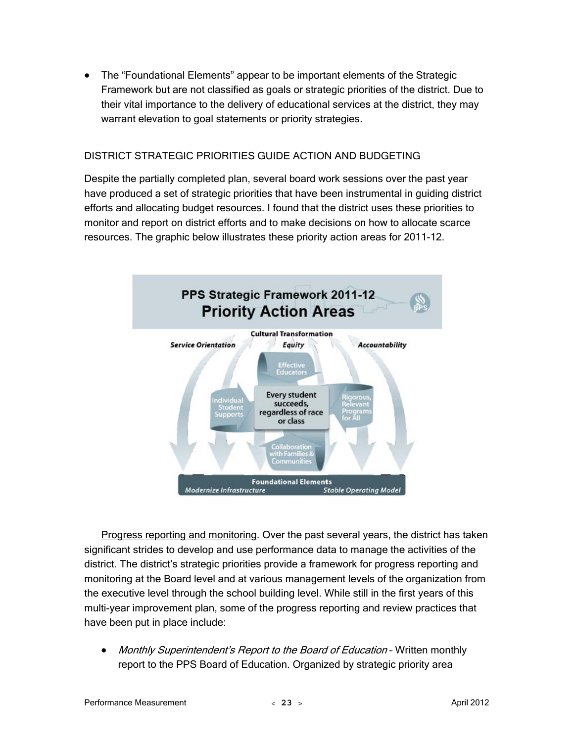- The "Foundational Elements" appear to be important elements of the Strategic Framework but are not classified as goals or strategic priorities of the district. Due to their vital importance to the delivery of educational services at the district, they may warrant elevation to goal statements or priority strategies.

## DISTRICT STRATEGIC PRIORITIES GUIDE ACTION AND BUDGETING

Despite the partially completed plan, several board work sessions over the past year have produced a set of strategic priorities that have been instrumental in guiding district efforts and allocating budget resources. I found that the district uses these priorities to monitor and report on district efforts and to make decisions on how to allocate scarce resources. The graphic below illustrates these priority action areas for 2011-12.

**PPS Strategic Framework 2011-12**
**Priority Action Areas**

Cultural Transformation

*Service Orientation* | *Equity* | *Accountability*

Effective Educators

Individual Student Supports

**Every student succeeds, regardless of race or class**

Rigorous, Relevant Programs for All

Collaboration with Families & Communities

**Foundational Elements**
*Modernize Infrastructure* | *Stable Operating Model*

<u>Progress reporting and monitoring</u>. Over the past several years, the district has taken significant strides to develop and use performance data to manage the activities of the district. The district's strategic priorities provide a framework for progress reporting and monitoring at the Board level and at various management levels of the organization from the executive level through the school building level. While still in the first years of this multi-year improvement plan, some of the progress reporting and review practices that have been put in place include:

- *Monthly Superintendent's Report to the Board of Education* – Written monthly report to the PPS Board of Education. Organized by strategic priority area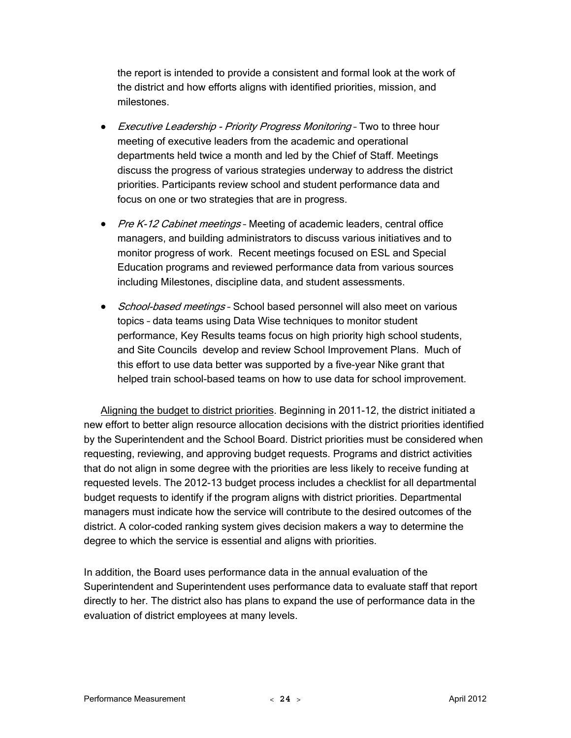the report is intended to provide a consistent and formal look at the work of the district and how efforts aligns with identified priorities, mission, and milestones.

- *Executive Leadership - Priority Progress Monitoring* – Two to three hour meeting of executive leaders from the academic and operational departments held twice a month and led by the Chief of Staff. Meetings discuss the progress of various strategies underway to address the district priorities. Participants review school and student performance data and focus on one or two strategies that are in progress.

- *Pre K-12 Cabinet meetings* – Meeting of academic leaders, central office managers, and building administrators to discuss various initiatives and to monitor progress of work. Recent meetings focused on ESL and Special Education programs and reviewed performance data from various sources including Milestones, discipline data, and student assessments.

- *School-based meetings* – School based personnel will also meet on various topics – data teams using Data Wise techniques to monitor student performance, Key Results teams focus on high priority high school students, and Site Councils develop and review School Improvement Plans. Much of this effort to use data better was supported by a five-year Nike grant that helped train school-based teams on how to use data for school improvement.

<u>Aligning the budget to district priorities</u>. Beginning in 2011-12, the district initiated a new effort to better align resource allocation decisions with the district priorities identified by the Superintendent and the School Board. District priorities must be considered when requesting, reviewing, and approving budget requests. Programs and district activities that do not align in some degree with the priorities are less likely to receive funding at requested levels. The 2012-13 budget process includes a checklist for all departmental budget requests to identify if the program aligns with district priorities. Departmental managers must indicate how the service will contribute to the desired outcomes of the district. A color-coded ranking system gives decision makers a way to determine the degree to which the service is essential and aligns with priorities.

In addition, the Board uses performance data in the annual evaluation of the Superintendent and Superintendent uses performance data to evaluate staff that report directly to her. The district also has plans to expand the use of performance data in the evaluation of district employees at many levels.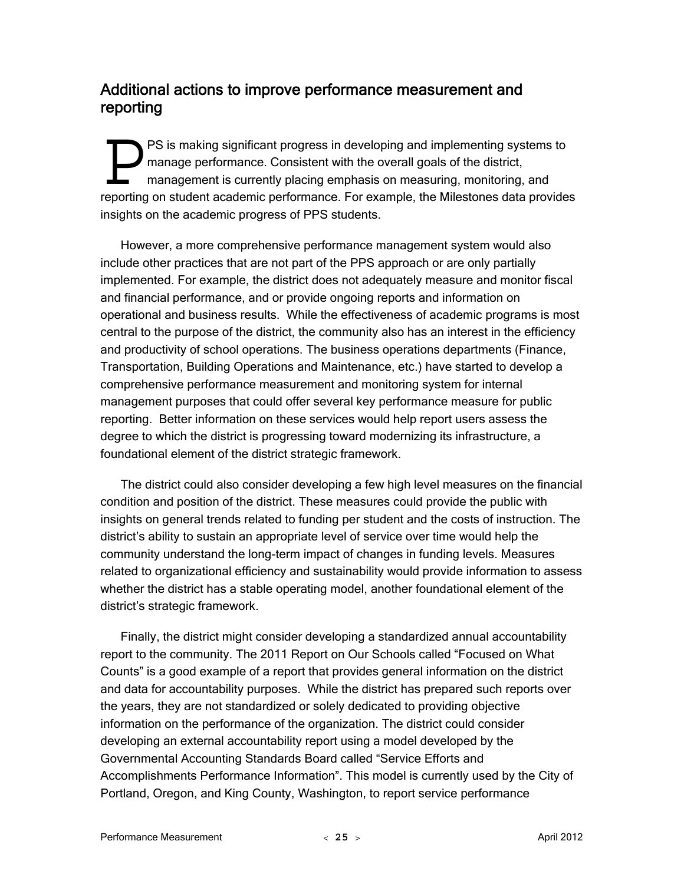## Additional actions to improve performance measurement and reporting

PPS is making significant progress in developing and implementing systems to manage performance. Consistent with the overall goals of the district, management is currently placing emphasis on measuring, monitoring, and reporting on student academic performance. For example, the Milestones data provides insights on the academic progress of PPS students.

However, a more comprehensive performance management system would also include other practices that are not part of the PPS approach or are only partially implemented. For example, the district does not adequately measure and monitor fiscal and financial performance, and or provide ongoing reports and information on operational and business results. While the effectiveness of academic programs is most central to the purpose of the district, the community also has an interest in the efficiency and productivity of school operations. The business operations departments (Finance, Transportation, Building Operations and Maintenance, etc.) have started to develop a comprehensive performance measurement and monitoring system for internal management purposes that could offer several key performance measure for public reporting. Better information on these services would help report users assess the degree to which the district is progressing toward modernizing its infrastructure, a foundational element of the district strategic framework.

The district could also consider developing a few high level measures on the financial condition and position of the district. These measures could provide the public with insights on general trends related to funding per student and the costs of instruction. The district's ability to sustain an appropriate level of service over time would help the community understand the long-term impact of changes in funding levels. Measures related to organizational efficiency and sustainability would provide information to assess whether the district has a stable operating model, another foundational element of the district's strategic framework.

Finally, the district might consider developing a standardized annual accountability report to the community. The 2011 Report on Our Schools called "Focused on What Counts" is a good example of a report that provides general information on the district and data for accountability purposes. While the district has prepared such reports over the years, they are not standardized or solely dedicated to providing objective information on the performance of the organization. The district could consider developing an external accountability report using a model developed by the Governmental Accounting Standards Board called "Service Efforts and Accomplishments Performance Information". This model is currently used by the City of Portland, Oregon, and King County, Washington, to report service performance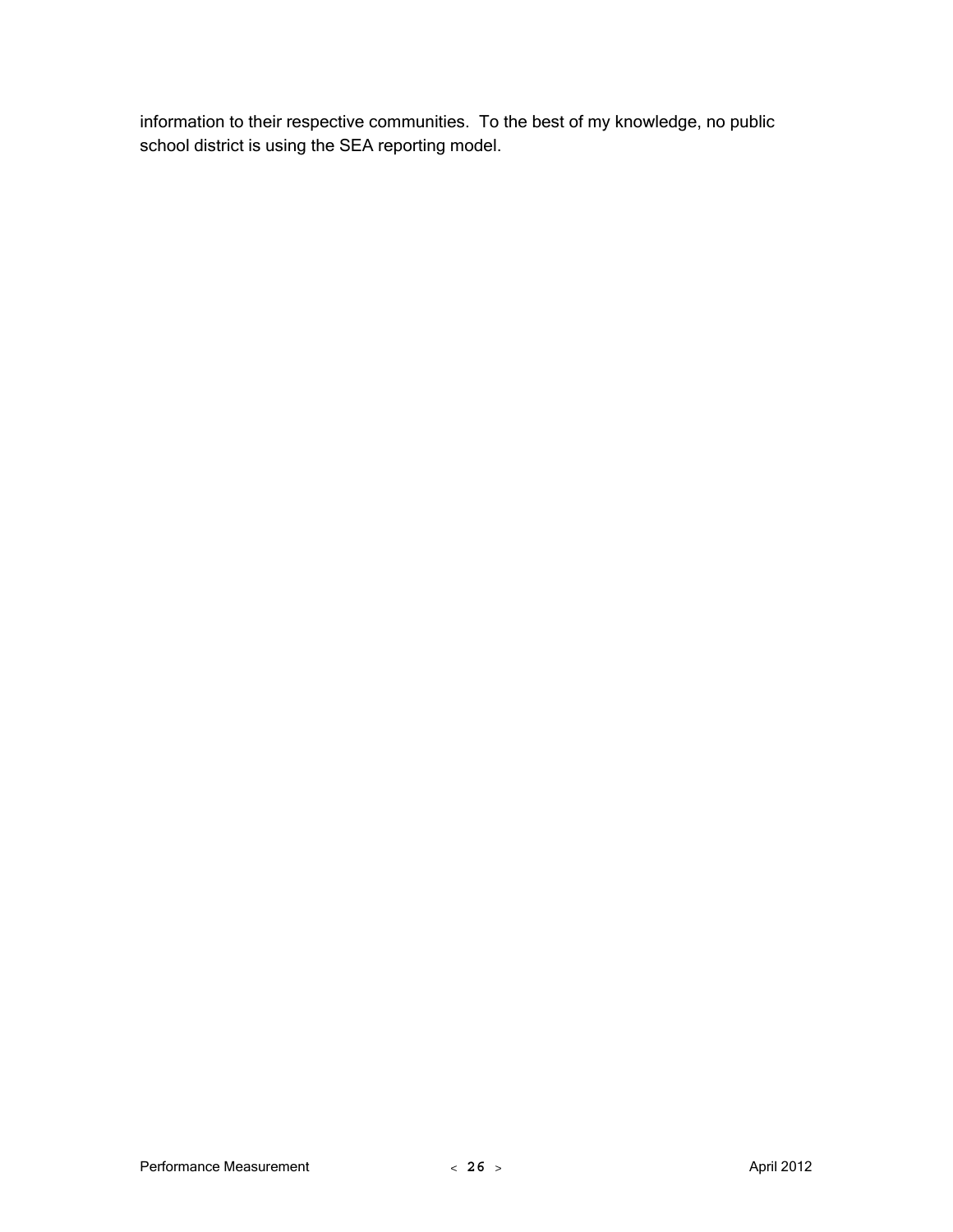information to their respective communities. To the best of my knowledge, no public school district is using the SEA reporting model.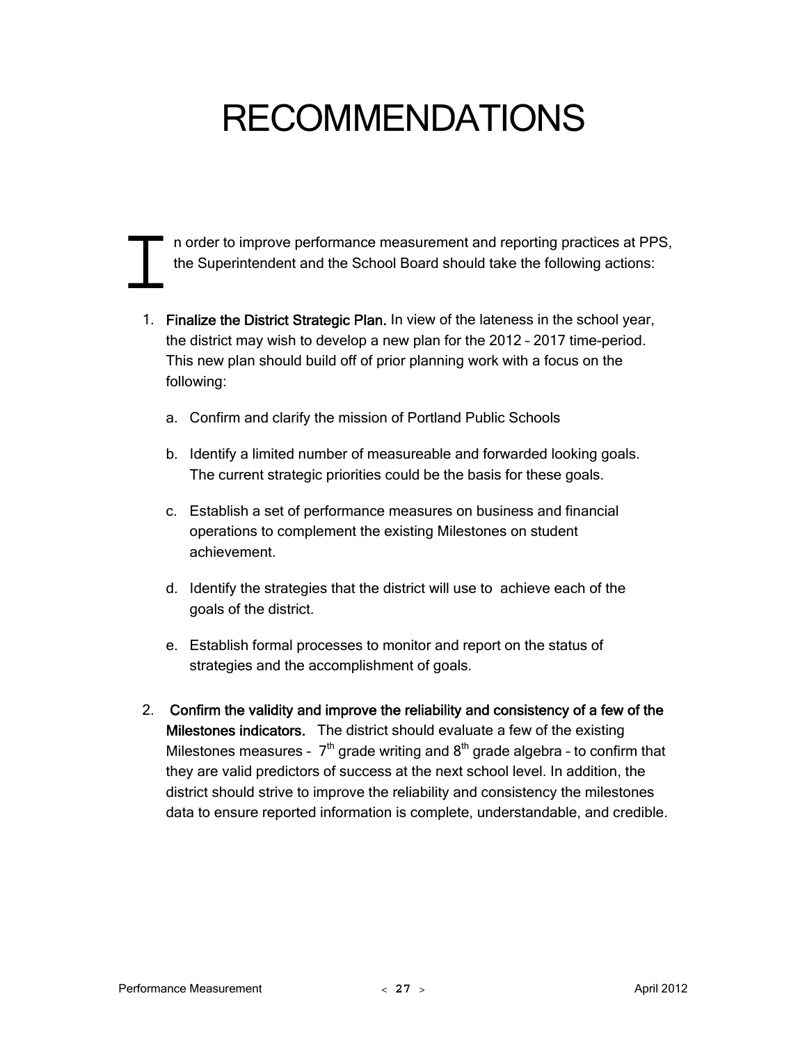# RECOMMENDATIONS

In order to improve performance measurement and reporting practices at PPS, the Superintendent and the School Board should take the following actions:

1. **Finalize the District Strategic Plan.** In view of the lateness in the school year, the district may wish to develop a new plan for the 2012 – 2017 time-period. This new plan should build off of prior planning work with a focus on the following:

   a. Confirm and clarify the mission of Portland Public Schools

   b. Identify a limited number of measureable and forwarded looking goals. The current strategic priorities could be the basis for these goals.

   c. Establish a set of performance measures on business and financial operations to complement the existing Milestones on student achievement.

   d. Identify the strategies that the district will use to achieve each of the goals of the district.

   e. Establish formal processes to monitor and report on the status of strategies and the accomplishment of goals.

2. **Confirm the validity and improve the reliability and consistency of a few of the Milestones indicators.** The district should evaluate a few of the existing Milestones measures – 7th grade writing and 8th grade algebra – to confirm that they are valid predictors of success at the next school level. In addition, the district should strive to improve the reliability and consistency the milestones data to ensure reported information is complete, understandable, and credible.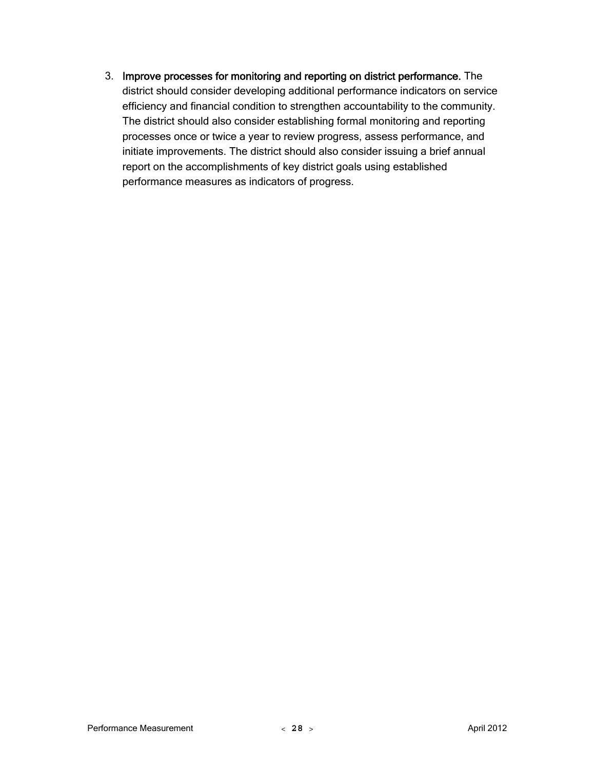3. **Improve processes for monitoring and reporting on district performance.** The district should consider developing additional performance indicators on service efficiency and financial condition to strengthen accountability to the community. The district should also consider establishing formal monitoring and reporting processes once or twice a year to review progress, assess performance, and initiate improvements. The district should also consider issuing a brief annual report on the accomplishments of key district goals using established performance measures as indicators of progress.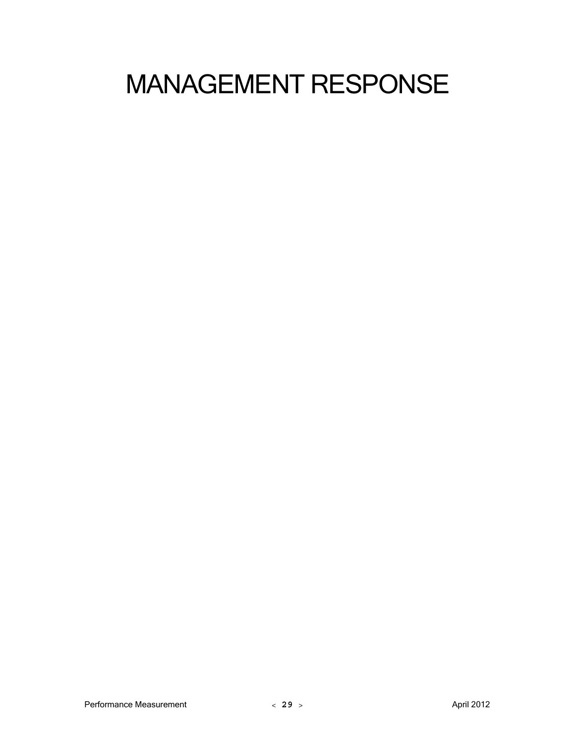# MANAGEMENT RESPONSE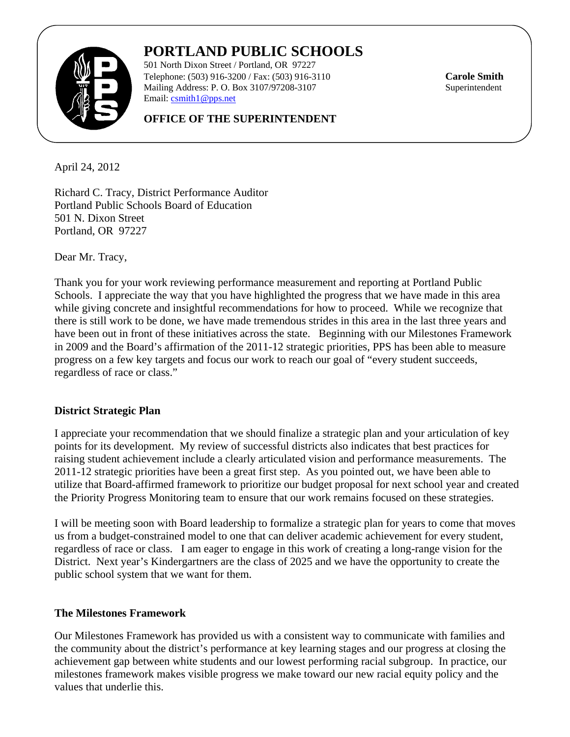# PORTLAND PUBLIC SCHOOLS

501 North Dixon Street / Portland, OR 97227
Telephone: (503) 916-3200 / Fax: (503) 916-3110
Mailing Address: P. O. Box 3107/97208-3107
Email: csmith1@pps.net

**Carole Smith**
Superintendent

**OFFICE OF THE SUPERINTENDENT**

April 24, 2012

Richard C. Tracy, District Performance Auditor
Portland Public Schools Board of Education
501 N. Dixon Street
Portland, OR 97227

Dear Mr. Tracy,

Thank you for your work reviewing performance measurement and reporting at Portland Public Schools. I appreciate the way that you have highlighted the progress that we have made in this area while giving concrete and insightful recommendations for how to proceed. While we recognize that there is still work to be done, we have made tremendous strides in this area in the last three years and have been out in front of these initiatives across the state. Beginning with our Milestones Framework in 2009 and the Board's affirmation of the 2011-12 strategic priorities, PPS has been able to measure progress on a few key targets and focus our work to reach our goal of "every student succeeds, regardless of race or class."

**District Strategic Plan**

I appreciate your recommendation that we should finalize a strategic plan and your articulation of key points for its development. My review of successful districts also indicates that best practices for raising student achievement include a clearly articulated vision and performance measurements. The 2011-12 strategic priorities have been a great first step. As you pointed out, we have been able to utilize that Board-affirmed framework to prioritize our budget proposal for next school year and created the Priority Progress Monitoring team to ensure that our work remains focused on these strategies.

I will be meeting soon with Board leadership to formalize a strategic plan for years to come that moves us from a budget-constrained model to one that can deliver academic achievement for every student, regardless of race or class. I am eager to engage in this work of creating a long-range vision for the District. Next year's Kindergartners are the class of 2025 and we have the opportunity to create the public school system that we want for them.

**The Milestones Framework**

Our Milestones Framework has provided us with a consistent way to communicate with families and the community about the district's performance at key learning stages and our progress at closing the achievement gap between white students and our lowest performing racial subgroup. In practice, our milestones framework makes visible progress we make toward our new racial equity policy and the values that underlie this.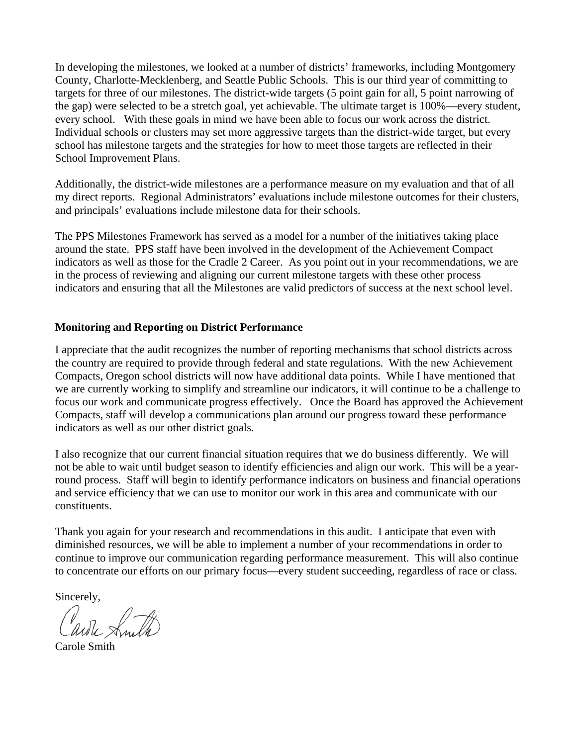In developing the milestones, we looked at a number of districts' frameworks, including Montgomery County, Charlotte-Mecklenberg, and Seattle Public Schools. This is our third year of committing to targets for three of our milestones. The district-wide targets (5 point gain for all, 5 point narrowing of the gap) were selected to be a stretch goal, yet achievable. The ultimate target is 100%—every student, every school. With these goals in mind we have been able to focus our work across the district. Individual schools or clusters may set more aggressive targets than the district-wide target, but every school has milestone targets and the strategies for how to meet those targets are reflected in their School Improvement Plans.

Additionally, the district-wide milestones are a performance measure on my evaluation and that of all my direct reports. Regional Administrators' evaluations include milestone outcomes for their clusters, and principals' evaluations include milestone data for their schools.

The PPS Milestones Framework has served as a model for a number of the initiatives taking place around the state. PPS staff have been involved in the development of the Achievement Compact indicators as well as those for the Cradle 2 Career. As you point out in your recommendations, we are in the process of reviewing and aligning our current milestone targets with these other process indicators and ensuring that all the Milestones are valid predictors of success at the next school level.

**Monitoring and Reporting on District Performance**

I appreciate that the audit recognizes the number of reporting mechanisms that school districts across the country are required to provide through federal and state regulations. With the new Achievement Compacts, Oregon school districts will now have additional data points. While I have mentioned that we are currently working to simplify and streamline our indicators, it will continue to be a challenge to focus our work and communicate progress effectively. Once the Board has approved the Achievement Compacts, staff will develop a communications plan around our progress toward these performance indicators as well as our other district goals.

I also recognize that our current financial situation requires that we do business differently. We will not be able to wait until budget season to identify efficiencies and align our work. This will be a year-round process. Staff will begin to identify performance indicators on business and financial operations and service efficiency that we can use to monitor our work in this area and communicate with our constituents.

Thank you again for your research and recommendations in this audit. I anticipate that even with diminished resources, we will be able to implement a number of your recommendations in order to continue to improve our communication regarding performance measurement. This will also continue to concentrate our efforts on our primary focus—every student succeeding, regardless of race or class.

Sincerely,

Carole Smith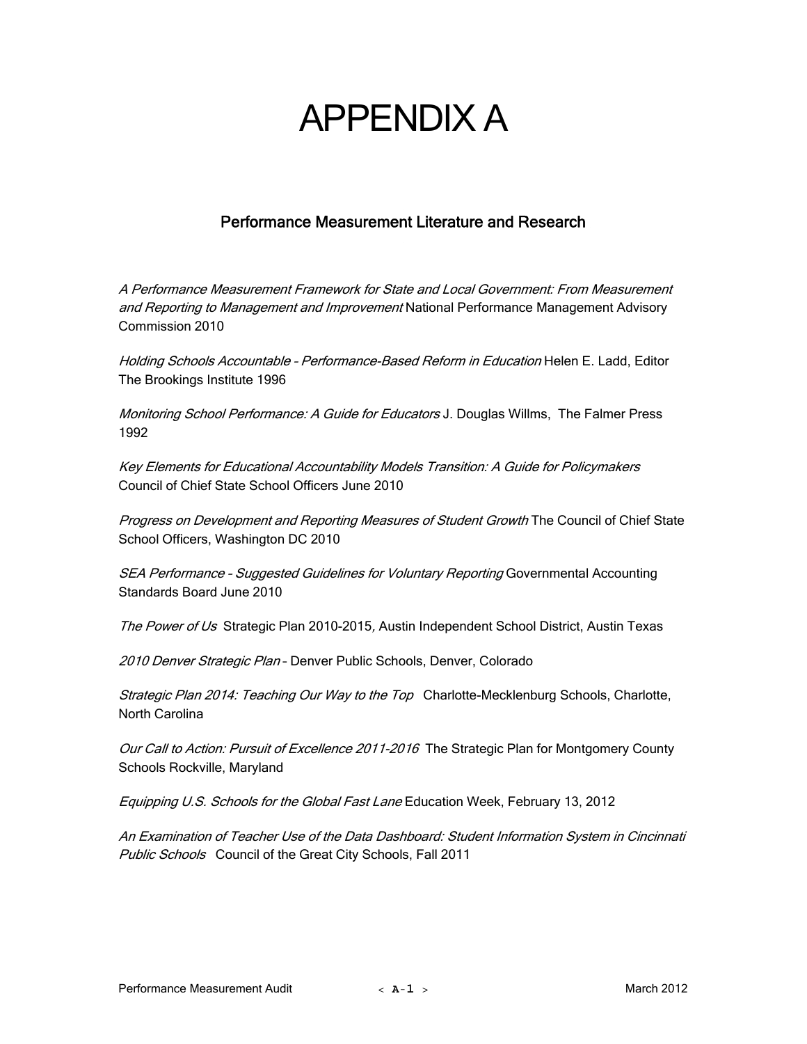# APPENDIX A

## Performance Measurement Literature and Research

*A Performance Measurement Framework for State and Local Government: From Measurement and Reporting to Management and Improvement* National Performance Management Advisory Commission 2010

*Holding Schools Accountable – Performance-Based Reform in Education* Helen E. Ladd, Editor The Brookings Institute 1996

*Monitoring School Performance: A Guide for Educators* J. Douglas Willms, The Falmer Press 1992

*Key Elements for Educational Accountability Models Transition: A Guide for Policymakers* Council of Chief State School Officers June 2010

*Progress on Development and Reporting Measures of Student Growth* The Council of Chief State School Officers, Washington DC 2010

*SEA Performance – Suggested Guidelines for Voluntary Reporting* Governmental Accounting Standards Board June 2010

*The Power of Us* Strategic Plan 2010-2015, Austin Independent School District, Austin Texas

*2010 Denver Strategic Plan* – Denver Public Schools, Denver, Colorado

*Strategic Plan 2014: Teaching Our Way to the Top* Charlotte-Mecklenburg Schools, Charlotte, North Carolina

*Our Call to Action: Pursuit of Excellence 2011-2016* The Strategic Plan for Montgomery County Schools Rockville, Maryland

*Equipping U.S. Schools for the Global Fast Lane* Education Week, February 13, 2012

*An Examination of Teacher Use of the Data Dashboard: Student Information System in Cincinnati Public Schools* Council of the Great City Schools, Fall 2011